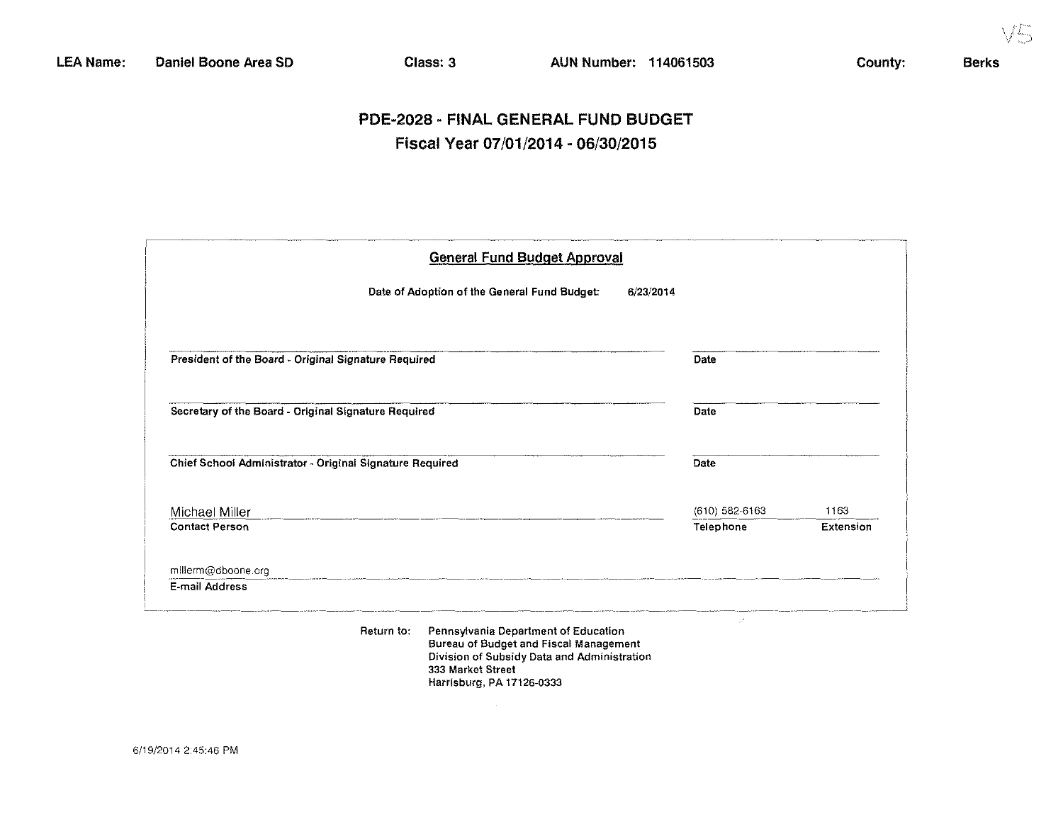**LEA Name:** Daniel Boone Area SD **Class:** 3 **AUN Number:** 114061503 **County:** Berks

# PDE-2028 - FINAL GENERAL FUND BUDGET

## Fiscal Year 07/01/2014 - 06/30/2015

### General Fund Budget Approval

Date of Adoption of the General Fund Budget: 6/23/2014

| | |
|---|---|
| President of the Board - Original Signature Required | Date |
| Secretary of the Board - Original Signature Required | Date |
| Chief School Administrator - Original Signature Required | Date |

| Contact Person | Telephone | Extension |
|---|---|---|
| Michael Miller | (610) 582-6163 | 1163 |

E-mail Address: millerm@dboone.org

Return to: Pennsylvania Department of Education
Bureau of Budget and Fiscal Management
Division of Subsidy Data and Administration
333 Market Street
Harrisburg, PA 17126-0333

6/19/2014 2:45:46 PM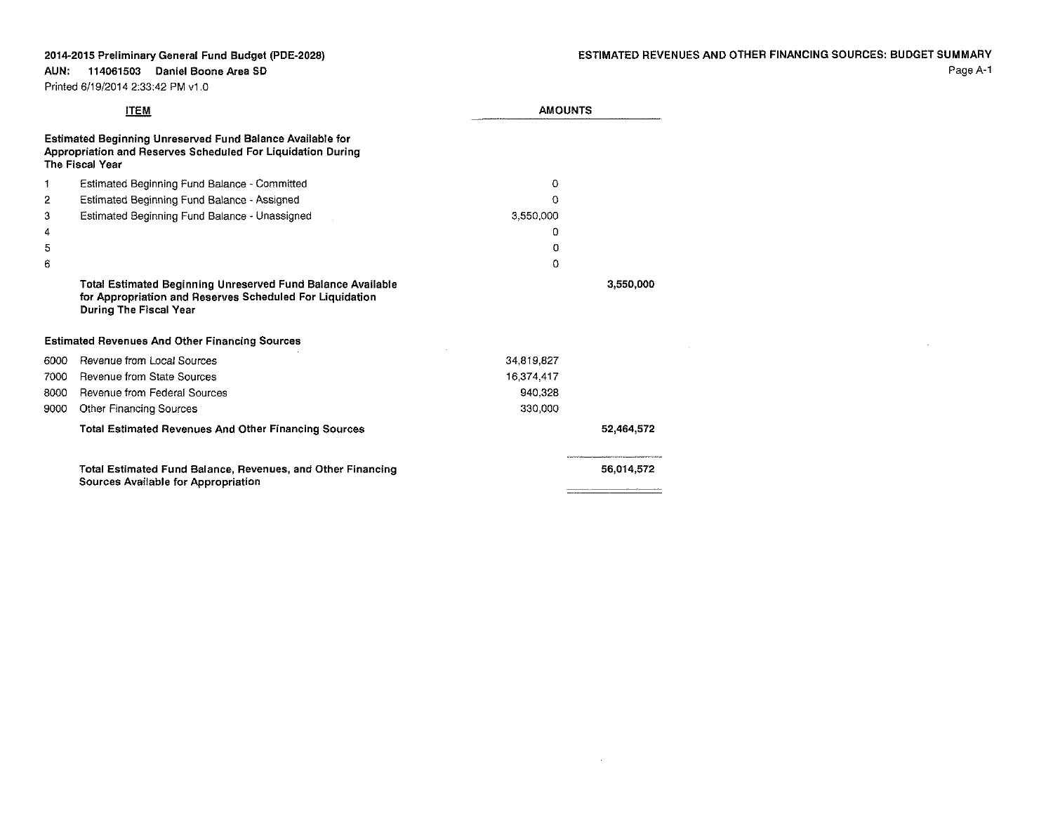**2014-2015 Preliminary General Fund Budget (PDE-2028)**

**AUN: 114061503 Daniel Boone Area SD**

Printed 6/19/2014 2:33:42 PM v1.0

**ESTIMATED REVENUES AND OTHER FINANCING SOURCES: BUDGET SUMMARY**

| | ITEM | AMOUNTS | |
|---|---|---|---|
| | **Estimated Beginning Unreserved Fund Balance Available for Appropriation and Reserves Scheduled For Liquidation During The Fiscal Year** | | |
| 1 | Estimated Beginning Fund Balance - Committed | 0 | |
| 2 | Estimated Beginning Fund Balance - Assigned | 0 | |
| 3 | Estimated Beginning Fund Balance - Unassigned | 3,550,000 | |
| 4 | | 0 | |
| 5 | | 0 | |
| 6 | | 0 | |
| | **Total Estimated Beginning Unreserved Fund Balance Available for Appropriation and Reserves Scheduled For Liquidation During The Fiscal Year** | | 3,550,000 |
| | **Estimated Revenues And Other Financing Sources** | | |
| 6000 | Revenue from Local Sources | 34,819,827 | |
| 7000 | Revenue from State Sources | 16,374,417 | |
| 8000 | Revenue from Federal Sources | 940,328 | |
| 9000 | Other Financing Sources | 330,000 | |
| | **Total Estimated Revenues And Other Financing Sources** | | 52,464,572 |
| | **Total Estimated Fund Balance, Revenues, and Other Financing Sources Available for Appropriation** | | 56,014,572 |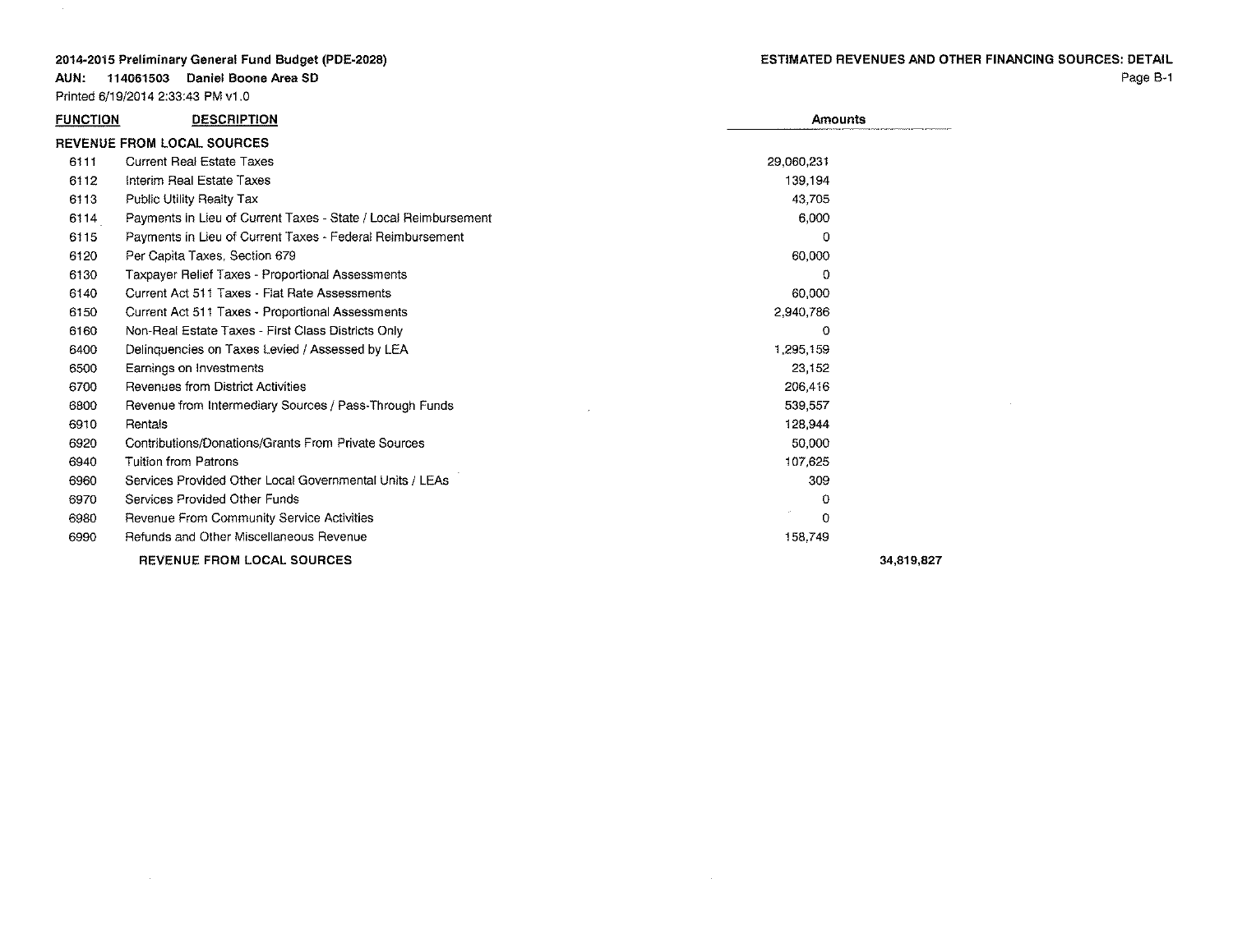**2014-2015 Preliminary General Fund Budget (PDE-2028)**

**AUN: 114061503 Daniel Boone Area SD**

Printed 6/19/2014 2:33:43 PM v1.0

**ESTIMATED REVENUES AND OTHER FINANCING SOURCES: DETAIL**

| FUNCTION | DESCRIPTION | Amounts | |
|---|---|---|---|
| **REVENUE FROM LOCAL SOURCES** | | | |
| 6111 | Current Real Estate Taxes | 29,060,231 | |
| 6112 | Interim Real Estate Taxes | 139,194 | |
| 6113 | Public Utility Realty Tax | 43,705 | |
| 6114 | Payments in Lieu of Current Taxes - State / Local Reimbursement | 6,000 | |
| 6115 | Payments in Lieu of Current Taxes - Federal Reimbursement | 0 | |
| 6120 | Per Capita Taxes, Section 679 | 60,000 | |
| 6130 | Taxpayer Relief Taxes - Proportional Assessments | 0 | |
| 6140 | Current Act 511 Taxes - Flat Rate Assessments | 60,000 | |
| 6150 | Current Act 511 Taxes - Proportional Assessments | 2,940,786 | |
| 6160 | Non-Real Estate Taxes - First Class Districts Only | 0 | |
| 6400 | Delinquencies on Taxes Levied / Assessed by LEA | 1,295,159 | |
| 6500 | Earnings on Investments | 23,152 | |
| 6700 | Revenues from District Activities | 206,416 | |
| 6800 | Revenue from Intermediary Sources / Pass-Through Funds | 539,557 | |
| 6910 | Rentals | 128,944 | |
| 6920 | Contributions/Donations/Grants From Private Sources | 50,000 | |
| 6940 | Tuition from Patrons | 107,625 | |
| 6960 | Services Provided Other Local Governmental Units / LEAs | 309 | |
| 6970 | Services Provided Other Funds | 0 | |
| 6980 | Revenue From Community Service Activities | 0 | |
| 6990 | Refunds and Other Miscellaneous Revenue | 158,749 | |
| | **REVENUE FROM LOCAL SOURCES** | | **34,819,827** |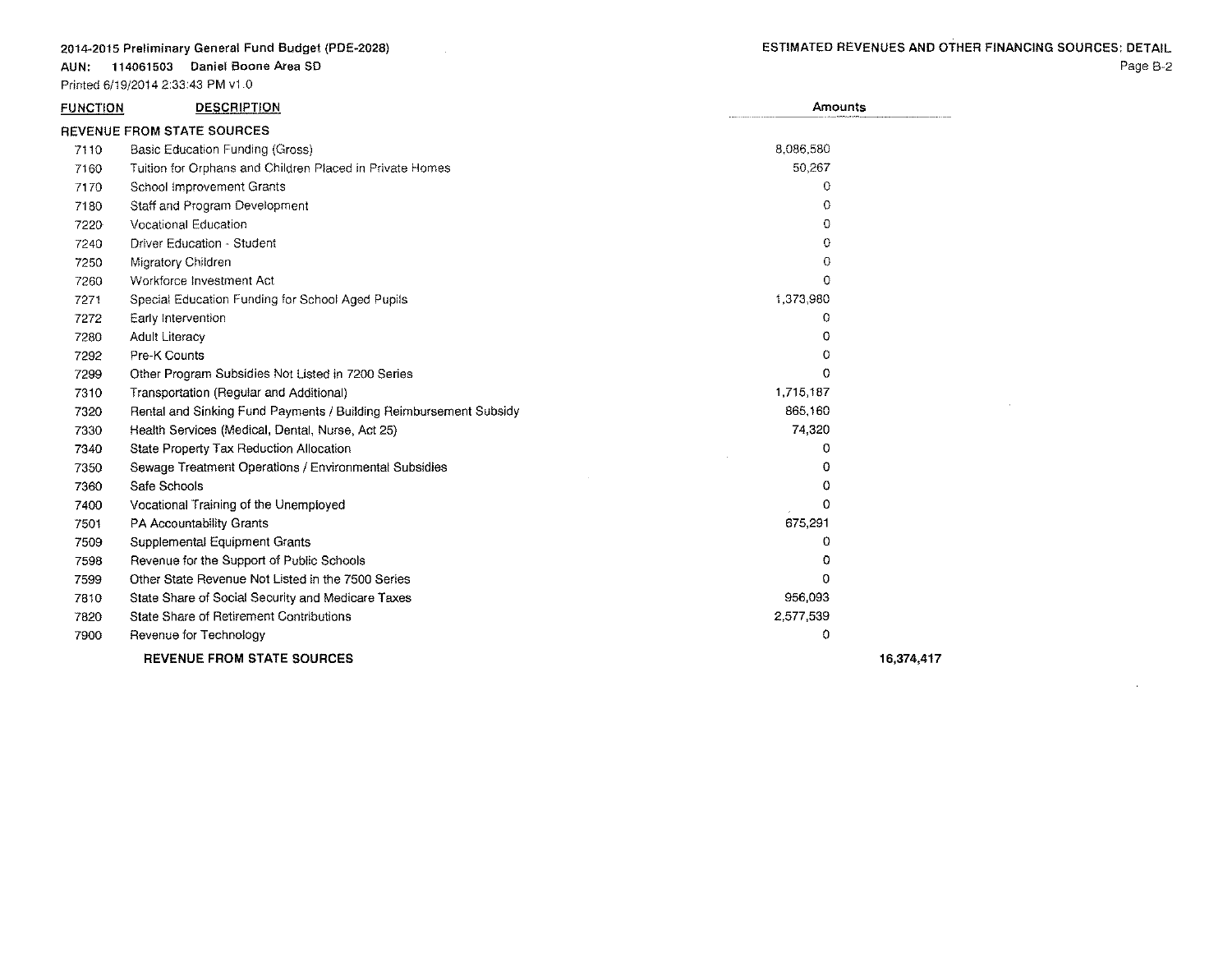2014-2015 Preliminary General Fund Budget (PDE-2028)

AUN: 114061503 Daniel Boone Area SD

Printed 6/19/2014 2:33:43 PM v1.0

ESTIMATED REVENUES AND OTHER FINANCING SOURCES: DETAIL

| FUNCTION | DESCRIPTION | Amounts | |
|---|---|---|---|
| **REVENUE FROM STATE SOURCES** | | | |
| 7110 | Basic Education Funding (Gross) | 8,086,580 | |
| 7160 | Tuition for Orphans and Children Placed in Private Homes | 50,267 | |
| 7170 | School Improvement Grants | 0 | |
| 7180 | Staff and Program Development | 0 | |
| 7220 | Vocational Education | 0 | |
| 7240 | Driver Education - Student | 0 | |
| 7250 | Migratory Children | 0 | |
| 7260 | Workforce Investment Act | 0 | |
| 7271 | Special Education Funding for School Aged Pupils | 1,373,980 | |
| 7272 | Early Intervention | 0 | |
| 7280 | Adult Literacy | 0 | |
| 7292 | Pre-K Counts | 0 | |
| 7299 | Other Program Subsidies Not Listed in 7200 Series | 0 | |
| 7310 | Transportation (Regular and Additional) | 1,715,187 | |
| 7320 | Rental and Sinking Fund Payments / Building Reimbursement Subsidy | 865,160 | |
| 7330 | Health Services (Medical, Dental, Nurse, Act 25) | 74,320 | |
| 7340 | State Property Tax Reduction Allocation | 0 | |
| 7350 | Sewage Treatment Operations / Environmental Subsidies | 0 | |
| 7360 | Safe Schools | 0 | |
| 7400 | Vocational Training of the Unemployed | 0 | |
| 7501 | PA Accountability Grants | 675,291 | |
| 7509 | Supplemental Equipment Grants | 0 | |
| 7598 | Revenue for the Support of Public Schools | 0 | |
| 7599 | Other State Revenue Not Listed in the 7500 Series | 0 | |
| 7810 | State Share of Social Security and Medicare Taxes | 956,093 | |
| 7820 | State Share of Retirement Contributions | 2,577,539 | |
| 7900 | Revenue for Technology | 0 | |
| | **REVENUE FROM STATE SOURCES** | | **16,374,417** |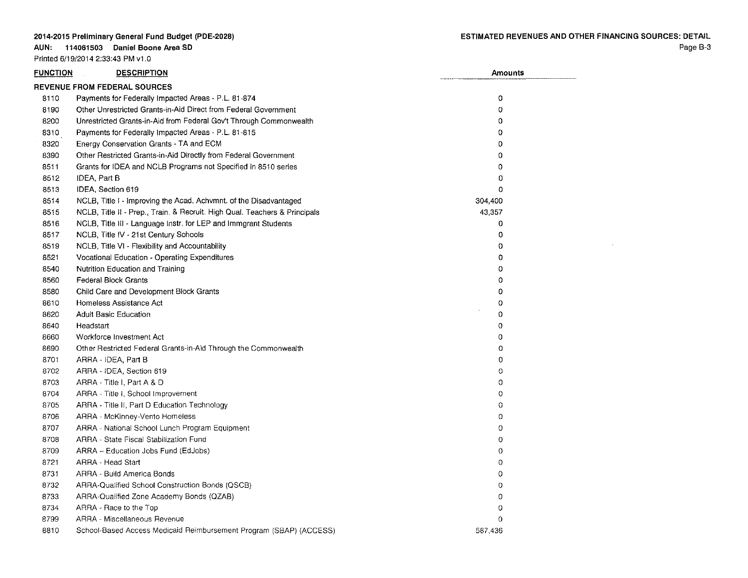**2014-2015 Preliminary General Fund Budget (PDE-2028)**
**AUN: 114061503 Daniel Boone Area SD**
Printed 6/19/2014 2:33:43 PM v1.0

**ESTIMATED REVENUES AND OTHER FINANCING SOURCES: DETAIL**

| FUNCTION | DESCRIPTION | Amounts |
|---|---|---|
| **REVENUE FROM FEDERAL SOURCES** | | |
| 8110 | Payments for Federally Impacted Areas - P.L. 81-874 | 0 |
| 8190 | Other Unrestricted Grants-in-Aid Direct from Federal Government | 0 |
| 8200 | Unrestricted Grants-in-Aid from Federal Gov't Through Commonwealth | 0 |
| 8310 | Payments for Federally Impacted Areas - P.L. 81-815 | 0 |
| 8320 | Energy Conservation Grants - TA and ECM | 0 |
| 8390 | Other Restricted Grants-in-Aid Directly from Federal Government | 0 |
| 8511 | Grants for IDEA and NCLB Programs not Specified in 8510 series | 0 |
| 8512 | IDEA, Part B | 0 |
| 8513 | IDEA, Section 619 | 0 |
| 8514 | NCLB, Title I - Improving the Acad. Achvmnt. of the Disadvantaged | 304,400 |
| 8515 | NCLB, Title II - Prep., Train. & Recruit. High Qual. Teachers & Principals | 43,357 |
| 8516 | NCLB, Title III - Language Instr. for LEP and Immgrant Students | 0 |
| 8517 | NCLB, Title IV - 21st Century Schools | 0 |
| 8519 | NCLB, Title VI - Flexibility and Accountability | 0 |
| 8521 | Vocational Education - Operating Expenditures | 0 |
| 8540 | Nutrition Education and Training | 0 |
| 8560 | Federal Block Grants | 0 |
| 8580 | Child Care and Development Block Grants | 0 |
| 8610 | Homeless Assistance Act | 0 |
| 8620 | Adult Basic Education | 0 |
| 8640 | Headstart | 0 |
| 8660 | Workforce Investment Act | 0 |
| 8690 | Other Restricted Federal Grants-in-Aid Through the Commonwealth | 0 |
| 8701 | ARRA - IDEA, Part B | 0 |
| 8702 | ARRA - IDEA, Section 619 | 0 |
| 8703 | ARRA - Title I, Part A & D | 0 |
| 8704 | ARRA - Title I, School Improvement | 0 |
| 8705 | ARRA - Title II, Part D Education Technology | 0 |
| 8706 | ARRA - McKinney-Vento Homeless | 0 |
| 8707 | ARRA - National School Lunch Program Equipment | 0 |
| 8708 | ARRA - State Fiscal Stabilization Fund | 0 |
| 8709 | ARRA -- Education Jobs Fund (EdJobs) | 0 |
| 8721 | ARRA - Head Start | 0 |
| 8731 | ARRA - Build America Bonds | 0 |
| 8732 | ARRA-Qualified School Construction Bonds (QSCB) | 0 |
| 8733 | ARRA-Qualified Zone Academy Bonds (QZAB) | 0 |
| 8734 | ARRA - Race to the Top | 0 |
| 8799 | ARRA - Miscellaneous Revenue | 0 |
| 8810 | School-Based Access Medicaid Reimbursement Program (SBAP) (ACCESS) | 587,436 |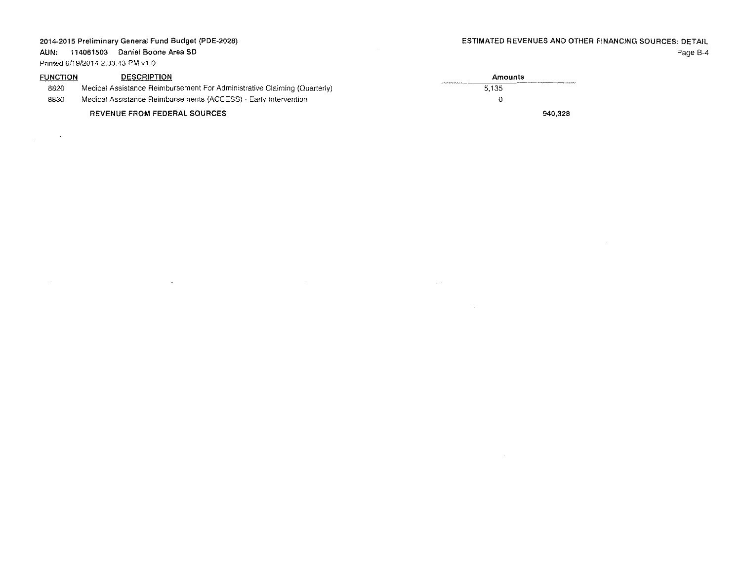2014-2015 Preliminary General Fund Budget (PDE-2028)

AUN: 114061503 Daniel Boone Area SD

Printed 6/19/2014 2:33:43 PM v1.0

ESTIMATED REVENUES AND OTHER FINANCING SOURCES: DETAIL

| FUNCTION | DESCRIPTION | Amounts | |
|---|---|---|---|
| 8820 | Medical Assistance Reimbursement For Administrative Claiming (Quarterly) | 5,135 | |
| 8830 | Medical Assistance Reimbursements (ACCESS) - Early Intervention | 0 | |
| | **REVENUE FROM FEDERAL SOURCES** | | **940,328** |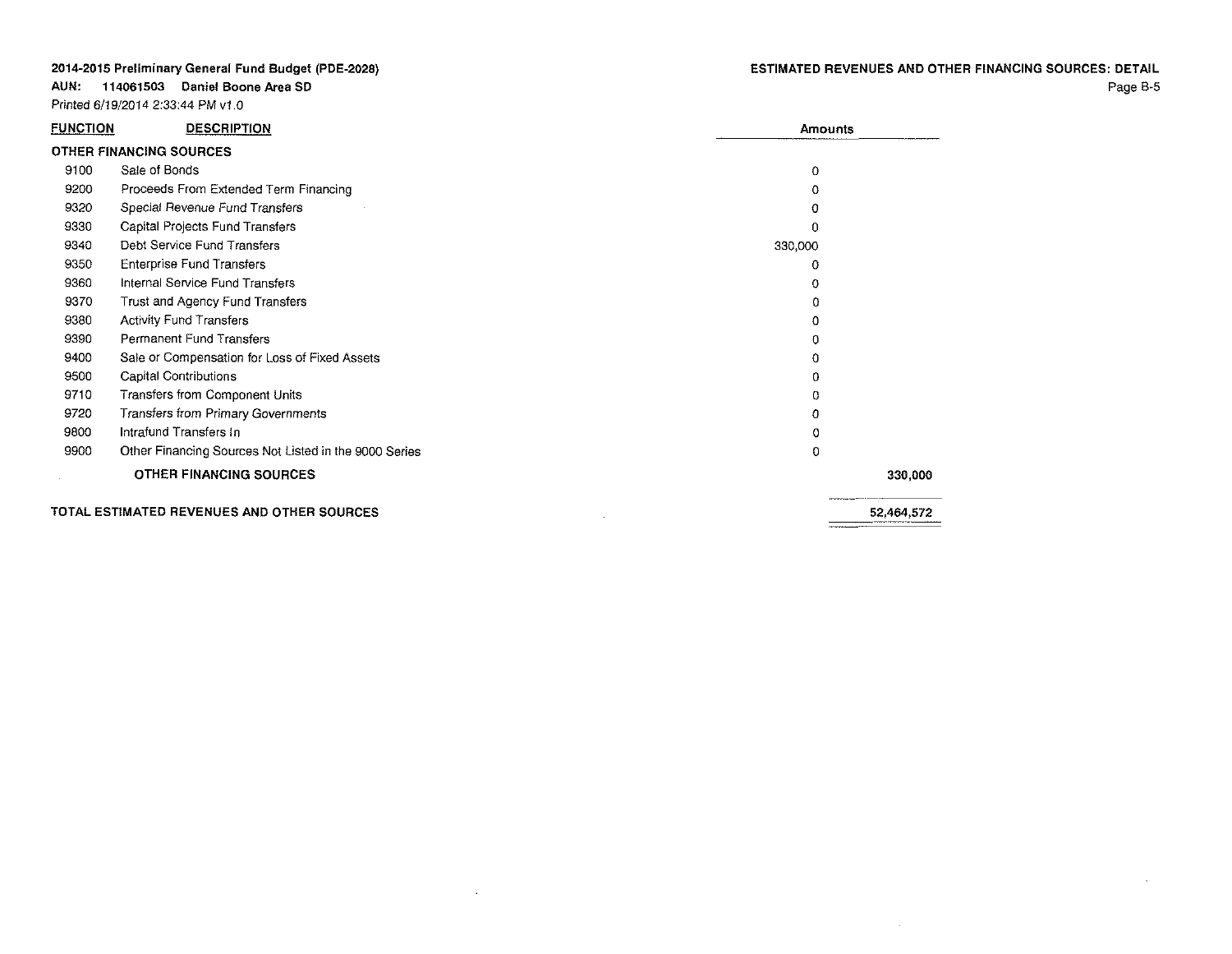**2014-2015 Preliminary General Fund Budget (PDE-2028)**

**AUN: 114061503 Daniel Boone Area SD**

Printed 6/19/2014 2:33:44 PM v1.0

**ESTIMATED REVENUES AND OTHER FINANCING SOURCES: DETAIL**

| FUNCTION | DESCRIPTION | Amounts | |
|---|---|---|---|
| **OTHER FINANCING SOURCES** | | | |
| 9100 | Sale of Bonds | 0 | |
| 9200 | Proceeds From Extended Term Financing | 0 | |
| 9320 | Special Revenue Fund Transfers | 0 | |
| 9330 | Capital Projects Fund Transfers | 0 | |
| 9340 | Debt Service Fund Transfers | 330,000 | |
| 9350 | Enterprise Fund Transfers | 0 | |
| 9360 | Internal Service Fund Transfers | 0 | |
| 9370 | Trust and Agency Fund Transfers | 0 | |
| 9380 | Activity Fund Transfers | 0 | |
| 9390 | Permanent Fund Transfers | 0 | |
| 9400 | Sale or Compensation for Loss of Fixed Assets | 0 | |
| 9500 | Capital Contributions | 0 | |
| 9710 | Transfers from Component Units | 0 | |
| 9720 | Transfers from Primary Governments | 0 | |
| 9800 | Intrafund Transfers In | 0 | |
| 9900 | Other Financing Sources Not Listed in the 9000 Series | 0 | |
| | **OTHER FINANCING SOURCES** | | **330,000** |
| **TOTAL ESTIMATED REVENUES AND OTHER SOURCES** | | | **52,464,572** |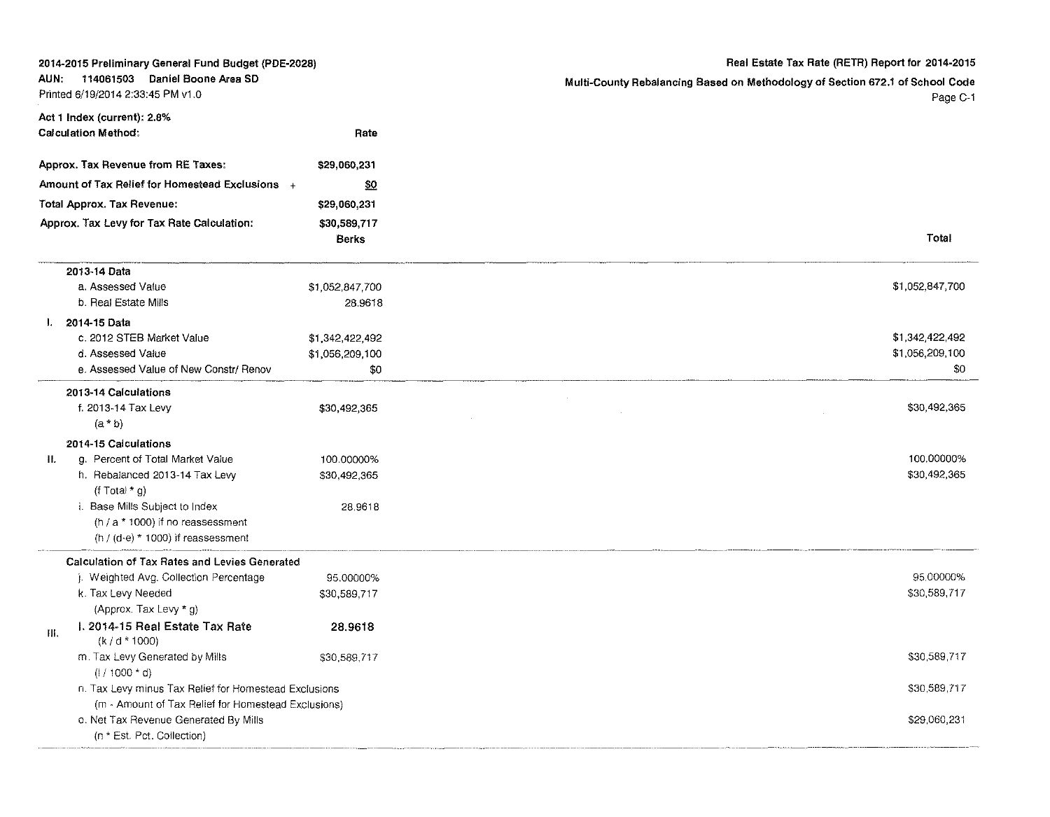**2014-2015 Preliminary General Fund Budget (PDE-2028)**
**AUN: 114061503 Daniel Boone Area SD**
Printed 6/19/2014 2:33:45 PM v1.0

**Real Estate Tax Rate (RETR) Report for 2014-2015**
**Multi-County Rebalancing Based on Methodology of Section 672.1 of School Code**

**Act 1 Index (current): 2.8%**

| **Calculation Method:** | **Rate** |
|---|---|
| **Approx. Tax Revenue from RE Taxes:** | **$29,060,231** |
| **Amount of Tax Relief for Homestead Exclusions +** | **$0** |
| **Total Approx. Tax Revenue:** | **$29,060,231** |
| **Approx. Tax Levy for Tax Rate Calculation:** | **$30,589,717** |

| | | **Berks** | **Total** |
|---|---|---|---|
| | **2013-14 Data** | | |
| | a. Assessed Value | $1,052,847,700 | $1,052,847,700 |
| | b. Real Estate Mills | 28.9618 | |
| I. | **2014-15 Data** | | |
| | c. 2012 STEB Market Value | $1,342,422,492 | $1,342,422,492 |
| | d. Assessed Value | $1,056,209,100 | $1,056,209,100 |
| | e. Assessed Value of New Constr/ Renov | $0 | $0 |
| | **2013-14 Calculations** | | |
| | f. 2013-14 Tax Levy (a * b) | $30,492,365 | $30,492,365 |
| II. | **2014-15 Calculations** | | |
| | g. Percent of Total Market Value | 100.00000% | 100.00000% |
| | h. Rebalanced 2013-14 Tax Levy (f Total * g) | $30,492,365 | $30,492,365 |
| | i. Base Mills Subject to Index (h / a * 1000) if no reassessment (h / (d-e) * 1000) if reassessment | 28.9618 | |
| | **Calculation of Tax Rates and Levies Generated** | | |
| | j. Weighted Avg. Collection Percentage | 95.00000% | 95.00000% |
| | k. Tax Levy Needed (Approx. Tax Levy * g) | $30,589,717 | $30,589,717 |
| III. | **l. 2014-15 Real Estate Tax Rate** (k / d * 1000) | **28.9618** | |
| | m. Tax Levy Generated by Mills (l / 1000 * d) | $30,589,717 | $30,589,717 |
| | n. Tax Levy minus Tax Relief for Homestead Exclusions (m - Amount of Tax Relief for Homestead Exclusions) | | $30,589,717 |
| | o. Net Tax Revenue Generated By Mills (n * Est. Pct. Collection) | | $29,060,231 |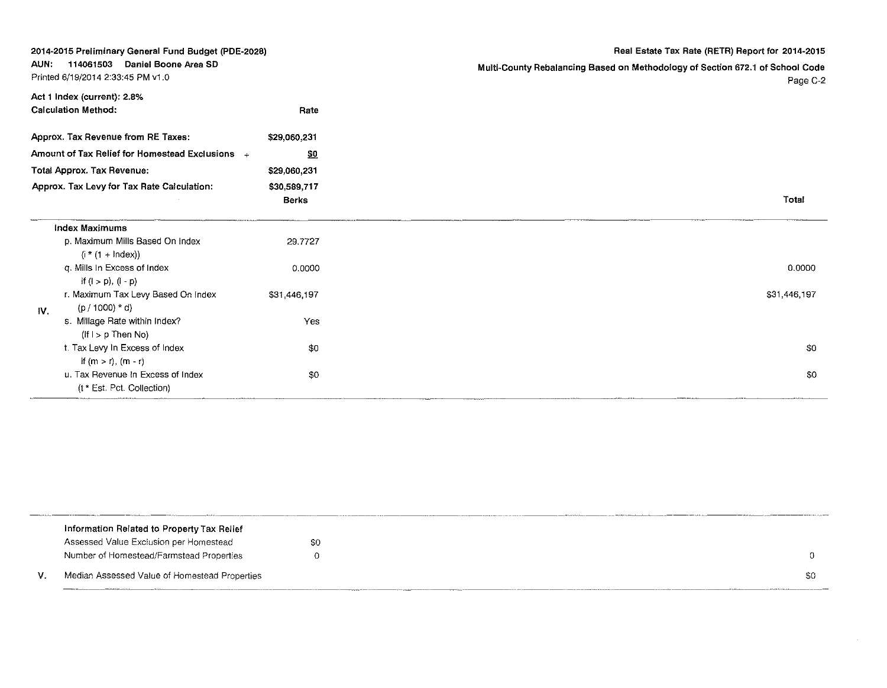**2014-2015 Preliminary General Fund Budget (PDE-2028)**
**AUN: 114061503 Daniel Boone Area SD**
Printed 6/19/2014 2:33:45 PM v1.0

**Real Estate Tax Rate (RETR) Report for 2014-2015**
**Multi-County Rebalancing Based on Methodology of Section 672.1 of School Code**

**Act 1 Index (current): 2.8%**

| | | |
|---|---|---|
| **Calculation Method:** | Rate | |
| **Approx. Tax Revenue from RE Taxes:** | $29,060,231 | |
| **Amount of Tax Relief for Homestead Exclusions +** | $0 | |
| **Total Approx. Tax Revenue:** | $29,060,231 | |
| **Approx. Tax Levy for Tax Rate Calculation:** | $30,589,717 | |

| | | Berks | Total |
|---|---|---|---|
| IV. | **Index Maximums** | | |
| | p. Maximum Mills Based On Index (i * (1 + Index)) | 29.7727 | |
| | q. Mills In Excess of Index if (l > p), (l - p) | 0.0000 | 0.0000 |
| | r. Maximum Tax Levy Based On Index (p / 1000) * d) | $31,446,197 | $31,446,197 |
| | s. Millage Rate within Index? (If l > p Then No) | Yes | |
| | t. Tax Levy In Excess of Index if (m > r), (m - r) | $0 | $0 |
| | u. Tax Revenue In Excess of Index (t * Est. Pct. Collection) | $0 | $0 |

| | | | |
|---|---|---|---|
| V. | **Information Related to Property Tax Relief** | | |
| | Assessed Value Exclusion per Homestead | $0 | |
| | Number of Homestead/Farmstead Properties | 0 | 0 |
| | Median Assessed Value of Homestead Properties | | $0 |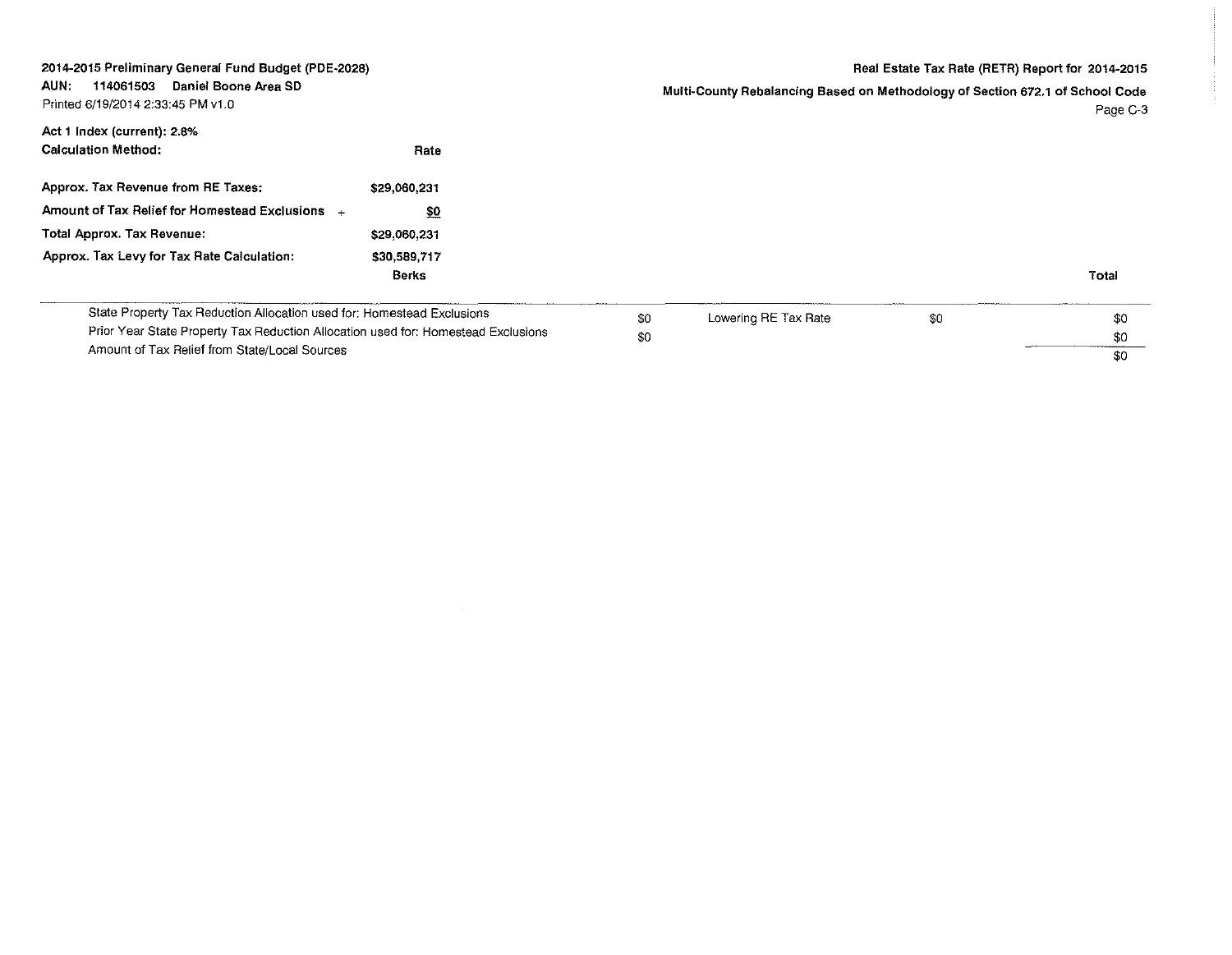2014-2015 Preliminary General Fund Budget (PDE-2028)
AUN: 114061503 Daniel Boone Area SD
Printed 6/19/2014 2:33:45 PM v1.0

Real Estate Tax Rate (RETR) Report for 2014-2015
Multi-County Rebalancing Based on Methodology of Section 672.1 of School Code

Act 1 Index (current): 2.8%

| Calculation Method: | Rate |
|---|---|
| Approx. Tax Revenue from RE Taxes: | $29,060,231 |
| Amount of Tax Relief for Homestead Exclusions + | $0 |
| Total Approx. Tax Revenue: | $29,060,231 |
| Approx. Tax Levy for Tax Rate Calculation: | $30,589,717 |

| | Berks | | | Total |
|---|---|---|---|---|
| State Property Tax Reduction Allocation used for: Homestead Exclusions | $0 | Lowering RE Tax Rate | $0 | $0 |
| Prior Year State Property Tax Reduction Allocation used for: Homestead Exclusions | $0 | | | $0 |
| Amount of Tax Relief from State/Local Sources | | | | $0 |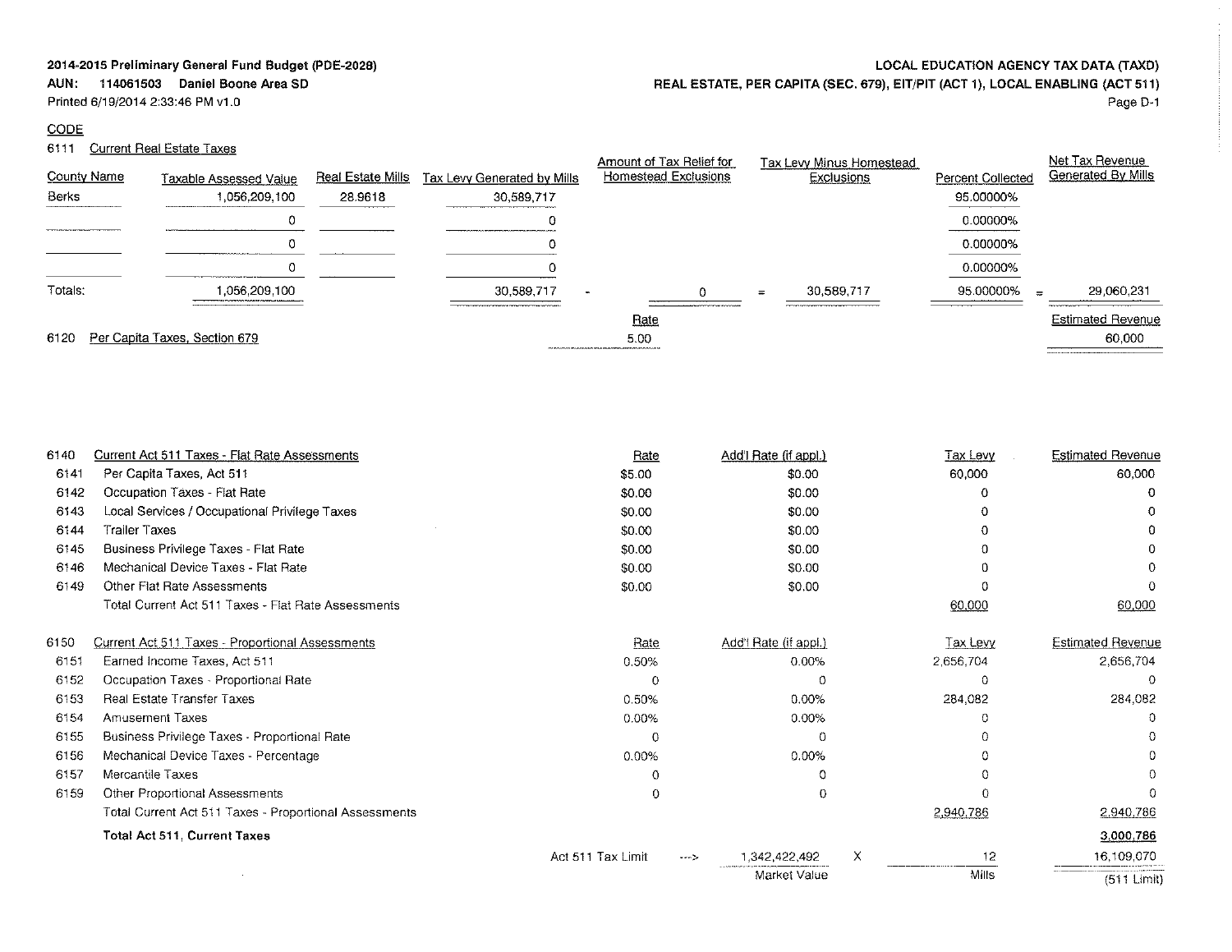**2014-2015 Preliminary General Fund Budget (PDE-2028)**
**AUN: 114061503 Daniel Boone Area SD**
Printed 6/19/2014 2:33:46 PM v1.0

**LOCAL EDUCATION AGENCY TAX DATA (TAXD)**
**REAL ESTATE, PER CAPITA (SEC. 679), EIT/PIT (ACT 1), LOCAL ENABLING (ACT 511)**

CODE

6111 Current Real Estate Taxes

| County Name | Taxable Assessed Value | Real Estate Mills | Tax Levy Generated by Mills | | Amount of Tax Relief for Homestead Exclusions | | Tax Levy Minus Homestead Exclusions | Percent Collected | | Net Tax Revenue Generated By Mills |
|---|---|---|---|---|---|---|---|---|---|---|
| Berks | 1,056,209,100 | 28.9618 | 30,589,717 | | | | | 95.00000% | | |
| | 0 | | 0 | | | | | 0.00000% | | |
| | 0 | | 0 | | | | | 0.00000% | | |
| | 0 | | 0 | | | | | 0.00000% | | |
| Totals: | 1,056,209,100 | | 30,589,717 | - | 0 | = | 30,589,717 | 95.00000% | = | 29,060,231 |

| Code | | Rate | Estimated Revenue |
|---|---|---|---|
| 6120 | Per Capita Taxes, Section 679 | 5.00 | 60,000 |

| Code | Description | Rate | Add'l Rate (if appl.) | Tax Levy | Estimated Revenue |
|---|---|---|---|---|---|
| 6140 | Current Act 511 Taxes - Flat Rate Assessments | | | | |
| 6141 | Per Capita Taxes, Act 511 | $5.00 | $0.00 | 60,000 | 60,000 |
| 6142 | Occupation Taxes - Flat Rate | $0.00 | $0.00 | 0 | 0 |
| 6143 | Local Services / Occupational Privilege Taxes | $0.00 | $0.00 | 0 | 0 |
| 6144 | Trailer Taxes | $0.00 | $0.00 | 0 | 0 |
| 6145 | Business Privilege Taxes - Flat Rate | $0.00 | $0.00 | 0 | 0 |
| 6146 | Mechanical Device Taxes - Flat Rate | $0.00 | $0.00 | 0 | 0 |
| 6149 | Other Flat Rate Assessments | $0.00 | $0.00 | 0 | 0 |
| | Total Current Act 511 Taxes - Flat Rate Assessments | | | 60,000 | 60,000 |
| 6150 | Current Act 511 Taxes - Proportional Assessments | | | | |
| 6151 | Earned Income Taxes, Act 511 | 0.50% | 0.00% | 2,656,704 | 2,656,704 |
| 6152 | Occupation Taxes - Proportional Rate | 0 | 0 | 0 | 0 |
| 6153 | Real Estate Transfer Taxes | 0.50% | 0.00% | 284,082 | 284,082 |
| 6154 | Amusement Taxes | 0.00% | 0.00% | 0 | 0 |
| 6155 | Business Privilege Taxes - Proportional Rate | 0 | 0 | 0 | 0 |
| 6156 | Mechanical Device Taxes - Percentage | 0.00% | 0.00% | 0 | 0 |
| 6157 | Mercantile Taxes | 0 | 0 | 0 | 0 |
| 6159 | Other Proportional Assessments | 0 | 0 | 0 | 0 |
| | Total Current Act 511 Taxes - Proportional Assessments | | | 2,940,786 | 2,940,786 |
| | **Total Act 511, Current Taxes** | | | | **3,000,786** |

| Act 511 Tax Limit | ---> | 1,342,422,492 | X | 12 | 16,109,070 |
|---|---|---|---|---|---|
| | | Market Value | | Mills | (511 Limit) |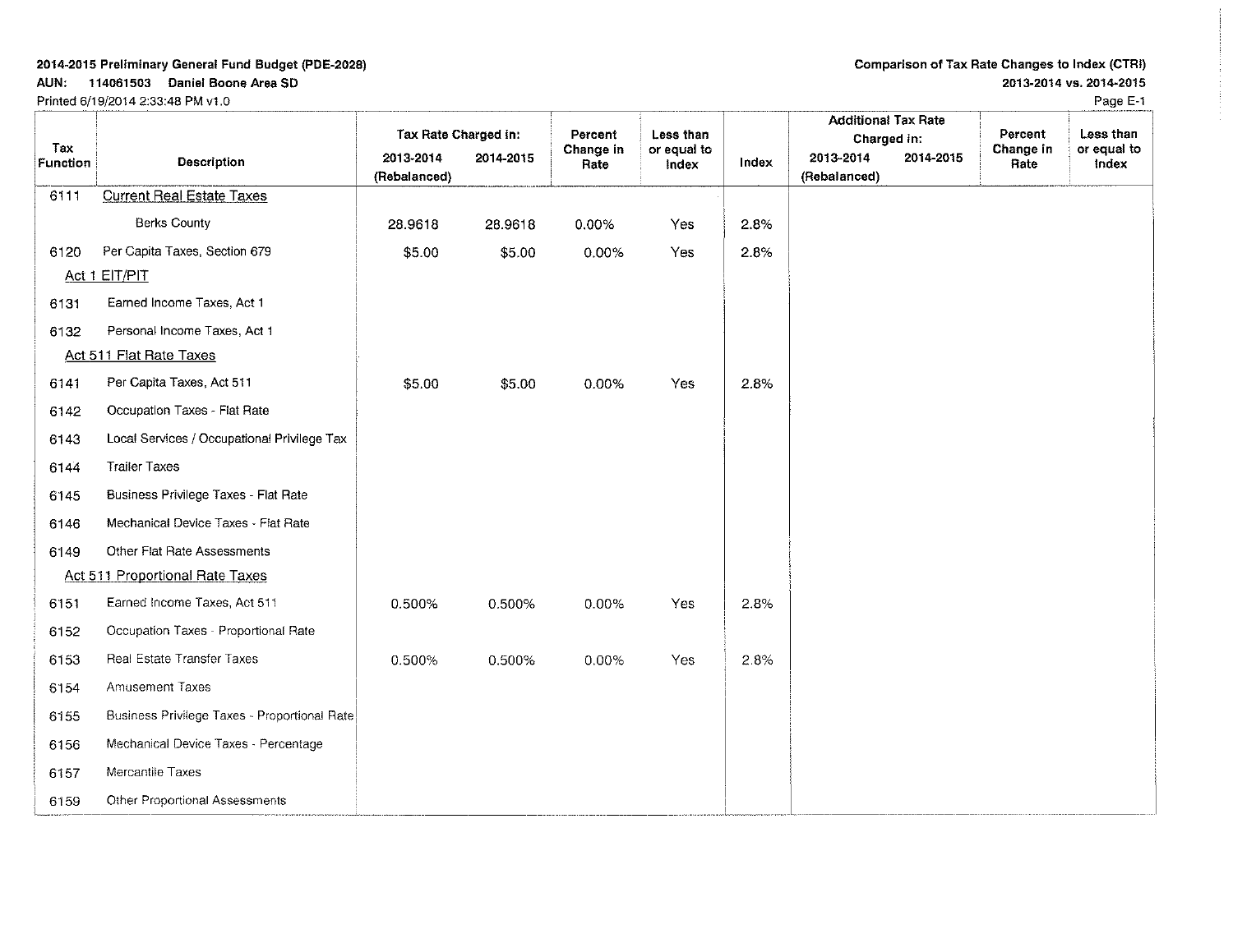**2014-2015 Preliminary General Fund Budget (PDE-2028)**

**AUN: 114061503 Daniel Boone Area SD**

Printed 6/19/2014 2:33:48 PM v1.0

**Comparison of Tax Rate Changes to Index (CTRI)**

**2013-2014 vs. 2014-2015**

| Tax Function | Description | Tax Rate Charged in: 2013-2014 (Rebalanced) | Tax Rate Charged in: 2014-2015 | Percent Change in Rate | Less than or equal to Index | Index | Additional Tax Rate Charged in: 2013-2014 (Rebalanced) | Additional Tax Rate Charged in: 2014-2015 | Percent Change in Rate | Less than or equal to Index |
|---|---|---|---|---|---|---|---|---|---|---|
| 6111 | Current Real Estate Taxes | | | | | | | | | |
| | Berks County | 28.9618 | 28.9618 | 0.00% | Yes | 2.8% | | | | |
| 6120 | Per Capita Taxes, Section 679 | $5.00 | $5.00 | 0.00% | Yes | 2.8% | | | | |
| | Act 1 EIT/PIT | | | | | | | | | |
| 6131 | Earned Income Taxes, Act 1 | | | | | | | | | |
| 6132 | Personal Income Taxes, Act 1 | | | | | | | | | |
| | Act 511 Flat Rate Taxes | | | | | | | | | |
| 6141 | Per Capita Taxes, Act 511 | $5.00 | $5.00 | 0.00% | Yes | 2.8% | | | | |
| 6142 | Occupation Taxes - Flat Rate | | | | | | | | | |
| 6143 | Local Services / Occupational Privilege Tax | | | | | | | | | |
| 6144 | Trailer Taxes | | | | | | | | | |
| 6145 | Business Privilege Taxes - Flat Rate | | | | | | | | | |
| 6146 | Mechanical Device Taxes - Flat Rate | | | | | | | | | |
| 6149 | Other Flat Rate Assessments | | | | | | | | | |
| | Act 511 Proportional Rate Taxes | | | | | | | | | |
| 6151 | Earned Income Taxes, Act 511 | 0.500% | 0.500% | 0.00% | Yes | 2.8% | | | | |
| 6152 | Occupation Taxes - Proportional Rate | | | | | | | | | |
| 6153 | Real Estate Transfer Taxes | 0.500% | 0.500% | 0.00% | Yes | 2.8% | | | | |
| 6154 | Amusement Taxes | | | | | | | | | |
| 6155 | Business Privilege Taxes - Proportional Rate | | | | | | | | | |
| 6156 | Mechanical Device Taxes - Percentage | | | | | | | | | |
| 6157 | Mercantile Taxes | | | | | | | | | |
| 6159 | Other Proportional Assessments | | | | | | | | | |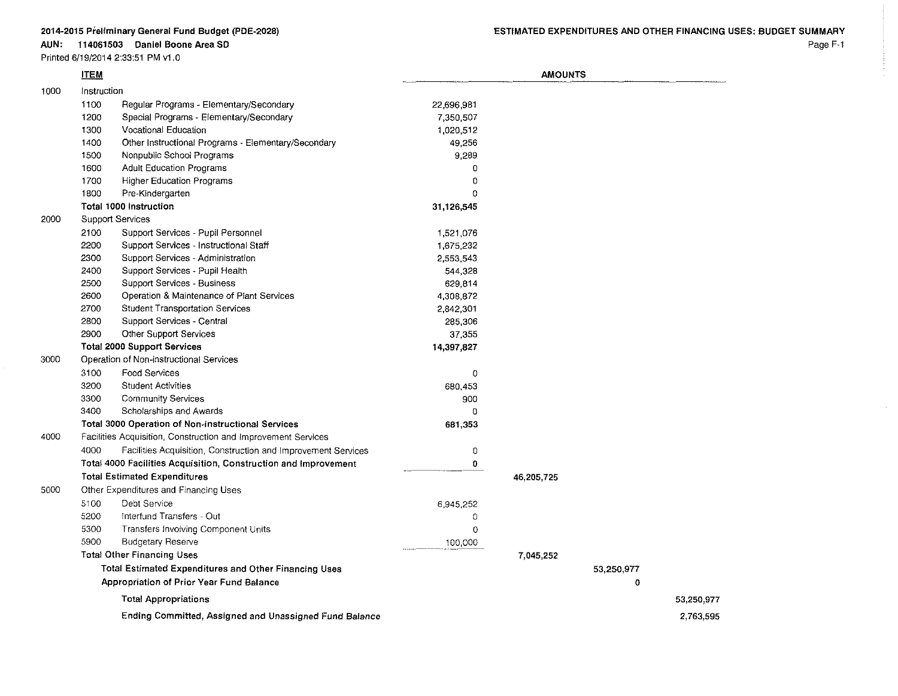**2014-2015 Preliminary General Fund Budget (PDE-2028)**

**AUN: 114061503 Daniel Boone Area SD**

Printed 6/19/2014 2:33:51 PM v1.0

**ESTIMATED EXPENDITURES AND OTHER FINANCING USES: BUDGET SUMMARY**

| | | **ITEM** | **AMOUNTS** | | | |
|---|---|---|---|---|---|---|
| 1000 | | Instruction | | | | |
| | 1100 | Regular Programs - Elementary/Secondary | 22,696,981 | | | |
| | 1200 | Special Programs - Elementary/Secondary | 7,350,507 | | | |
| | 1300 | Vocational Education | 1,020,512 | | | |
| | 1400 | Other Instructional Programs - Elementary/Secondary | 49,256 | | | |
| | 1500 | Nonpublic School Programs | 9,289 | | | |
| | 1600 | Adult Education Programs | 0 | | | |
| | 1700 | Higher Education Programs | 0 | | | |
| | 1800 | Pre-Kindergarten | 0 | | | |
| | | **Total 1000 Instruction** | **31,126,545** | | | |
| 2000 | | Support Services | | | | |
| | 2100 | Support Services - Pupil Personnel | 1,521,076 | | | |
| | 2200 | Support Services - Instructional Staff | 1,675,232 | | | |
| | 2300 | Support Services - Administration | 2,553,543 | | | |
| | 2400 | Support Services - Pupil Health | 544,328 | | | |
| | 2500 | Support Services - Business | 629,814 | | | |
| | 2600 | Operation & Maintenance of Plant Services | 4,308,872 | | | |
| | 2700 | Student Transportation Services | 2,842,301 | | | |
| | 2800 | Support Services - Central | 285,306 | | | |
| | 2900 | Other Support Services | 37,355 | | | |
| | | **Total 2000 Support Services** | **14,397,827** | | | |
| 3000 | | Operation of Non-instructional Services | | | | |
| | 3100 | Food Services | 0 | | | |
| | 3200 | Student Activities | 680,453 | | | |
| | 3300 | Community Services | 900 | | | |
| | 3400 | Scholarships and Awards | 0 | | | |
| | | **Total 3000 Operation of Non-instructional Services** | **681,353** | | | |
| 4000 | | Facilities Acquisition, Construction and Improvement Services | | | | |
| | 4000 | Facilities Acquisition, Construction and Improvement Services | 0 | | | |
| | | **Total 4000 Facilities Acquisition, Construction and Improvement** | **0** | | | |
| | | **Total Estimated Expenditures** | | 46,205,725 | | |
| 5000 | | Other Expenditures and Financing Uses | | | | |
| | 5100 | Debt Service | 6,945,252 | | | |
| | 5200 | Interfund Transfers - Out | 0 | | | |
| | 5300 | Transfers Involving Component Units | 0 | | | |
| | 5900 | Budgetary Reserve | 100,000 | | | |
| | | **Total Other Financing Uses** | | 7,045,252 | | |
| | | **Total Estimated Expenditures and Other Financing Uses** | | | 53,250,977 | |
| | | **Appropriation of Prior Year Fund Balance** | | | 0 | |
| | | **Total Appropriations** | | | | 53,250,977 |
| | | **Ending Committed, Assigned and Unassigned Fund Balance** | | | | 2,763,595 |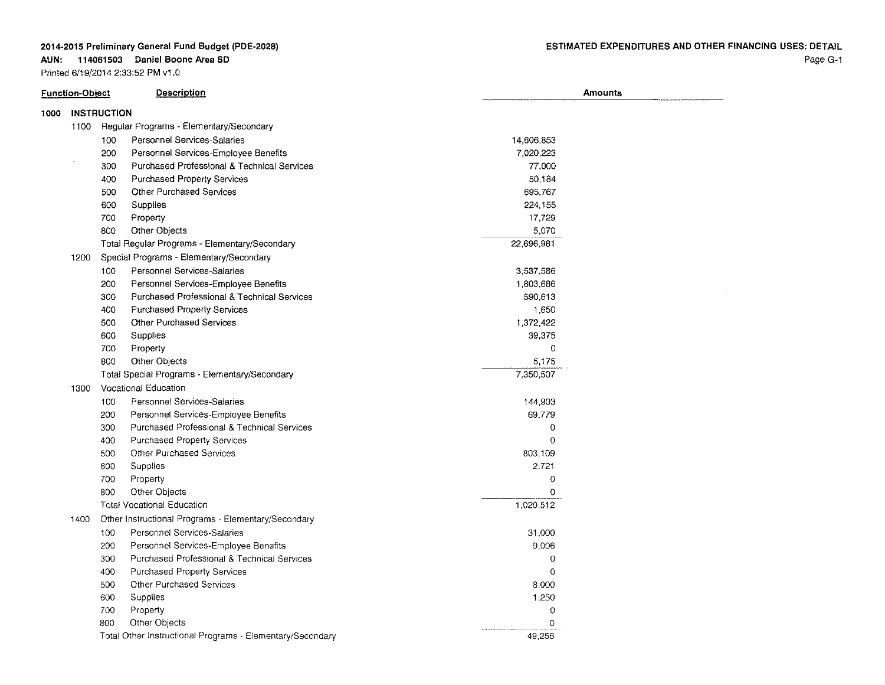**2014-2015 Preliminary General Fund Budget (PDE-2028)**
**AUN: 114061503 Daniel Boone Area SD**
Printed 6/19/2014 2:33:52 PM v1.0

**ESTIMATED EXPENDITURES AND OTHER FINANCING USES: DETAIL**

| Function-Object | | | Description | Amounts |
|---|---|---|---|---|
| 1000 | | | **INSTRUCTION** | |
| | 1100 | | Regular Programs - Elementary/Secondary | |
| | | 100 | Personnel Services-Salaries | 14,606,853 |
| | | 200 | Personnel Services-Employee Benefits | 7,020,223 |
| | | 300 | Purchased Professional & Technical Services | 77,000 |
| | | 400 | Purchased Property Services | 50,184 |
| | | 500 | Other Purchased Services | 695,767 |
| | | 600 | Supplies | 224,155 |
| | | 700 | Property | 17,729 |
| | | 800 | Other Objects | 5,070 |
| | | | Total Regular Programs - Elementary/Secondary | 22,696,981 |
| | 1200 | | Special Programs - Elementary/Secondary | |
| | | 100 | Personnel Services-Salaries | 3,537,586 |
| | | 200 | Personnel Services-Employee Benefits | 1,803,686 |
| | | 300 | Purchased Professional & Technical Services | 590,613 |
| | | 400 | Purchased Property Services | 1,650 |
| | | 500 | Other Purchased Services | 1,372,422 |
| | | 600 | Supplies | 39,375 |
| | | 700 | Property | 0 |
| | | 800 | Other Objects | 5,175 |
| | | | Total Special Programs - Elementary/Secondary | 7,350,507 |
| | 1300 | | Vocational Education | |
| | | 100 | Personnel Services-Salaries | 144,903 |
| | | 200 | Personnel Services-Employee Benefits | 69,779 |
| | | 300 | Purchased Professional & Technical Services | 0 |
| | | 400 | Purchased Property Services | 0 |
| | | 500 | Other Purchased Services | 803,109 |
| | | 600 | Supplies | 2,721 |
| | | 700 | Property | 0 |
| | | 800 | Other Objects | 0 |
| | | | Total Vocational Education | 1,020,512 |
| | 1400 | | Other Instructional Programs - Elementary/Secondary | |
| | | 100 | Personnel Services-Salaries | 31,000 |
| | | 200 | Personnel Services-Employee Benefits | 9,006 |
| | | 300 | Purchased Professional & Technical Services | 0 |
| | | 400 | Purchased Property Services | 0 |
| | | 500 | Other Purchased Services | 8,000 |
| | | 600 | Supplies | 1,250 |
| | | 700 | Property | 0 |
| | | 800 | Other Objects | 0 |
| | | | Total Other Instructional Programs - Elementary/Secondary | 49,256 |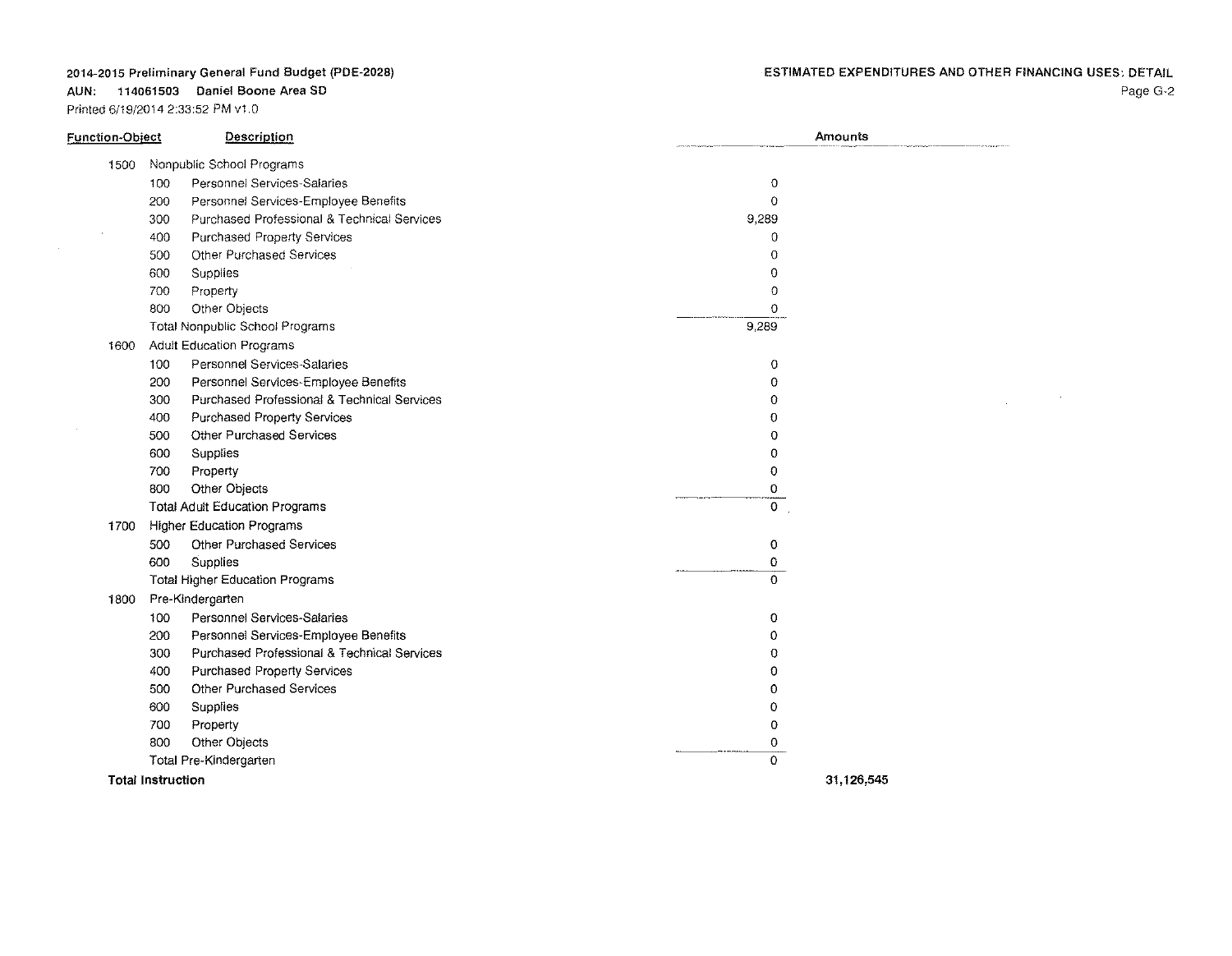**2014-2015 Preliminary General Fund Budget (PDE-2028)**
**AUN: 114061503 Daniel Boone Area SD**
Printed 6/19/2014 2:33:52 PM v1.0

**ESTIMATED EXPENDITURES AND OTHER FINANCING USES: DETAIL**

| Function-Object | | Description | Amounts | |
|---|---|---|---|---|
| 1500 | | Nonpublic School Programs | | |
| | 100 | Personnel Services-Salaries | 0 | |
| | 200 | Personnel Services-Employee Benefits | 0 | |
| | 300 | Purchased Professional & Technical Services | 9,289 | |
| | 400 | Purchased Property Services | 0 | |
| | 500 | Other Purchased Services | 0 | |
| | 600 | Supplies | 0 | |
| | 700 | Property | 0 | |
| | 800 | Other Objects | 0 | |
| | | Total Nonpublic School Programs | 9,289 | |
| 1600 | | Adult Education Programs | | |
| | 100 | Personnel Services-Salaries | 0 | |
| | 200 | Personnel Services-Employee Benefits | 0 | |
| | 300 | Purchased Professional & Technical Services | 0 | |
| | 400 | Purchased Property Services | 0 | |
| | 500 | Other Purchased Services | 0 | |
| | 600 | Supplies | 0 | |
| | 700 | Property | 0 | |
| | 800 | Other Objects | 0 | |
| | | Total Adult Education Programs | 0 | |
| 1700 | | Higher Education Programs | | |
| | 500 | Other Purchased Services | 0 | |
| | 600 | Supplies | 0 | |
| | | Total Higher Education Programs | 0 | |
| 1800 | | Pre-Kindergarten | | |
| | 100 | Personnel Services-Salaries | 0 | |
| | 200 | Personnel Services-Employee Benefits | 0 | |
| | 300 | Purchased Professional & Technical Services | 0 | |
| | 400 | Purchased Property Services | 0 | |
| | 500 | Other Purchased Services | 0 | |
| | 600 | Supplies | 0 | |
| | 700 | Property | 0 | |
| | 800 | Other Objects | 0 | |
| | | Total Pre-Kindergarten | 0 | |
| **Total Instruction** | | | | **31,126,545** |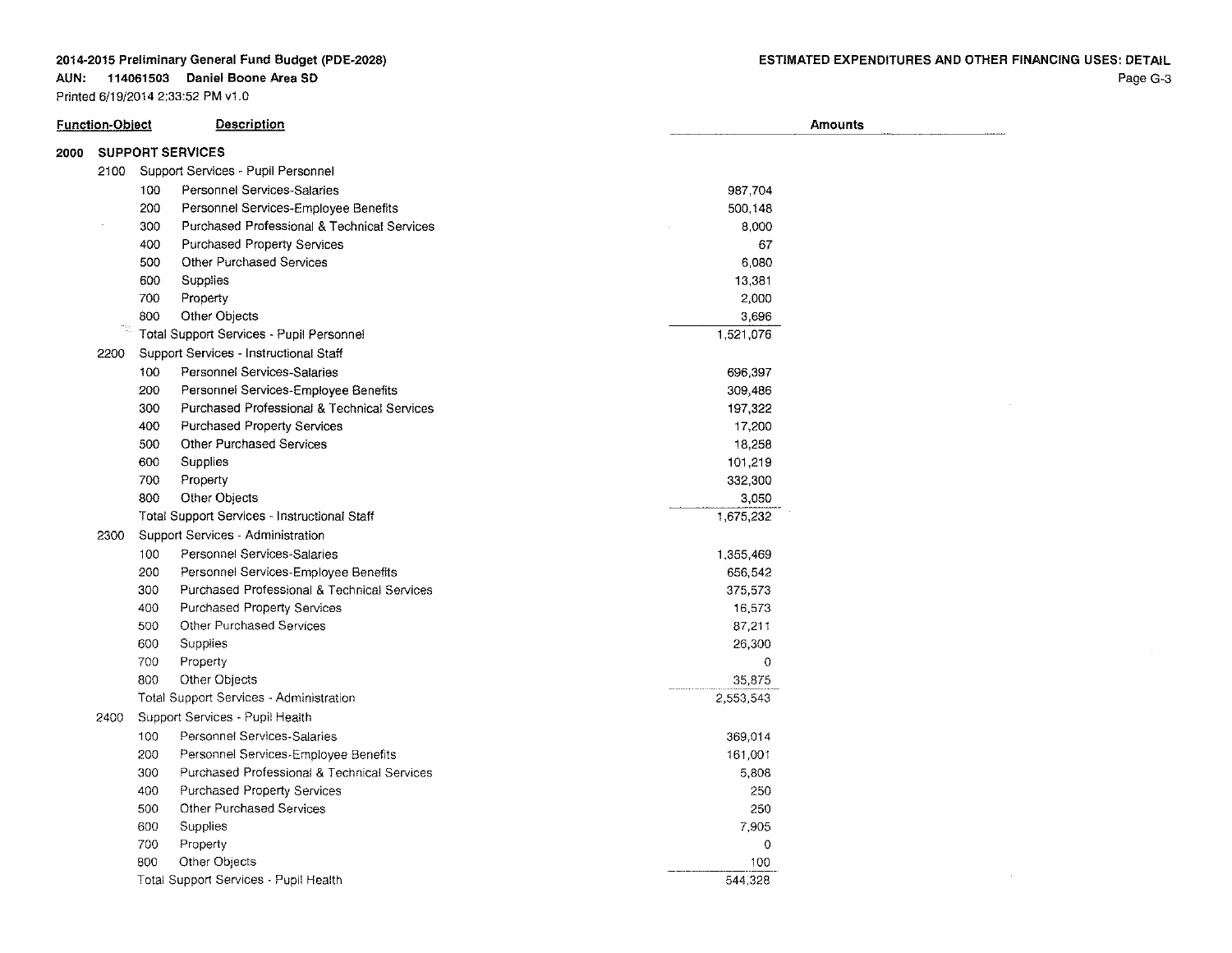**2014-2015 Preliminary General Fund Budget (PDE-2028)**
**AUN: 114061503 Daniel Boone Area SD**
Printed 6/19/2014 2:33:52 PM v1.0

**ESTIMATED EXPENDITURES AND OTHER FINANCING USES: DETAIL**

| Function-Object | | | Description | Amounts |
|---|---|---|---|---|
| 2000 | | | SUPPORT SERVICES | |
| | 2100 | | Support Services - Pupil Personnel | |
| | | 100 | Personnel Services-Salaries | 987,704 |
| | | 200 | Personnel Services-Employee Benefits | 500,148 |
| | | 300 | Purchased Professional & Technical Services | 8,000 |
| | | 400 | Purchased Property Services | 67 |
| | | 500 | Other Purchased Services | 6,080 |
| | | 600 | Supplies | 13,381 |
| | | 700 | Property | 2,000 |
| | | 800 | Other Objects | 3,696 |
| | | | Total Support Services - Pupil Personnel | 1,521,076 |
| | 2200 | | Support Services - Instructional Staff | |
| | | 100 | Personnel Services-Salaries | 696,397 |
| | | 200 | Personnel Services-Employee Benefits | 309,486 |
| | | 300 | Purchased Professional & Technical Services | 197,322 |
| | | 400 | Purchased Property Services | 17,200 |
| | | 500 | Other Purchased Services | 18,258 |
| | | 600 | Supplies | 101,219 |
| | | 700 | Property | 332,300 |
| | | 800 | Other Objects | 3,050 |
| | | | Total Support Services - Instructional Staff | 1,675,232 |
| | 2300 | | Support Services - Administration | |
| | | 100 | Personnel Services-Salaries | 1,355,469 |
| | | 200 | Personnel Services-Employee Benefits | 656,542 |
| | | 300 | Purchased Professional & Technical Services | 375,573 |
| | | 400 | Purchased Property Services | 16,573 |
| | | 500 | Other Purchased Services | 87,211 |
| | | 600 | Supplies | 26,300 |
| | | 700 | Property | 0 |
| | | 800 | Other Objects | 35,875 |
| | | | Total Support Services - Administration | 2,553,543 |
| | 2400 | | Support Services - Pupil Health | |
| | | 100 | Personnel Services-Salaries | 369,014 |
| | | 200 | Personnel Services-Employee Benefits | 161,001 |
| | | 300 | Purchased Professional & Technical Services | 5,808 |
| | | 400 | Purchased Property Services | 250 |
| | | 500 | Other Purchased Services | 250 |
| | | 600 | Supplies | 7,905 |
| | | 700 | Property | 0 |
| | | 800 | Other Objects | 100 |
| | | | Total Support Services - Pupil Health | 544,328 |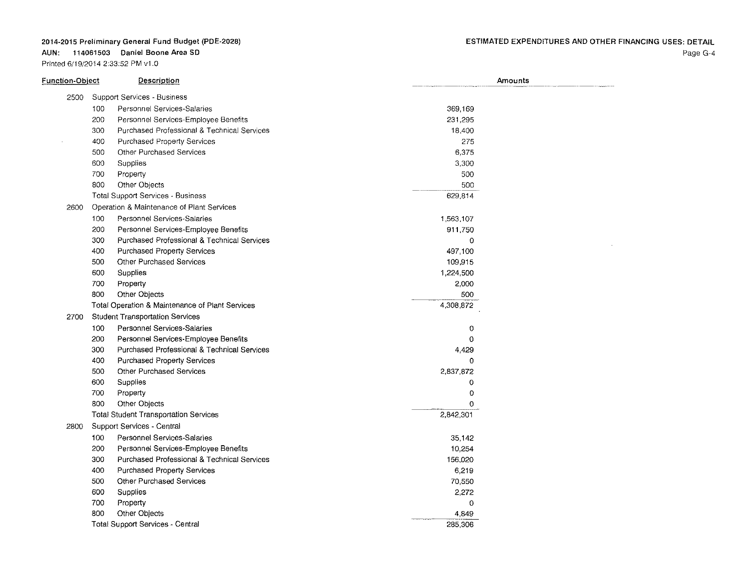**2014-2015 Preliminary General Fund Budget (PDE-2028)**
**AUN: 114061503 Daniel Boone Area SD**
Printed 6/19/2014 2:33:52 PM v1.0

**ESTIMATED EXPENDITURES AND OTHER FINANCING USES: DETAIL**

| Function-Object | | Description | Amounts |
|---|---|---|---|
| 2500 | | Support Services - Business | |
| | 100 | Personnel Services-Salaries | 369,169 |
| | 200 | Personnel Services-Employee Benefits | 231,295 |
| | 300 | Purchased Professional & Technical Services | 18,400 |
| | 400 | Purchased Property Services | 275 |
| | 500 | Other Purchased Services | 6,375 |
| | 600 | Supplies | 3,300 |
| | 700 | Property | 500 |
| | 800 | Other Objects | 500 |
| | | Total Support Services - Business | 629,814 |
| 2600 | | Operation & Maintenance of Plant Services | |
| | 100 | Personnel Services-Salaries | 1,563,107 |
| | 200 | Personnel Services-Employee Benefits | 911,750 |
| | 300 | Purchased Professional & Technical Services | 0 |
| | 400 | Purchased Property Services | 497,100 |
| | 500 | Other Purchased Services | 109,915 |
| | 600 | Supplies | 1,224,500 |
| | 700 | Property | 2,000 |
| | 800 | Other Objects | 500 |
| | | Total Operation & Maintenance of Plant Services | 4,308,872 |
| 2700 | | Student Transportation Services | |
| | 100 | Personnel Services-Salaries | 0 |
| | 200 | Personnel Services-Employee Benefits | 0 |
| | 300 | Purchased Professional & Technical Services | 4,429 |
| | 400 | Purchased Property Services | 0 |
| | 500 | Other Purchased Services | 2,837,872 |
| | 600 | Supplies | 0 |
| | 700 | Property | 0 |
| | 800 | Other Objects | 0 |
| | | Total Student Transportation Services | 2,842,301 |
| 2800 | | Support Services - Central | |
| | 100 | Personnel Services-Salaries | 35,142 |
| | 200 | Personnel Services-Employee Benefits | 10,254 |
| | 300 | Purchased Professional & Technical Services | 156,020 |
| | 400 | Purchased Property Services | 6,219 |
| | 500 | Other Purchased Services | 70,550 |
| | 600 | Supplies | 2,272 |
| | 700 | Property | 0 |
| | 800 | Other Objects | 4,849 |
| | | Total Support Services - Central | 285,306 |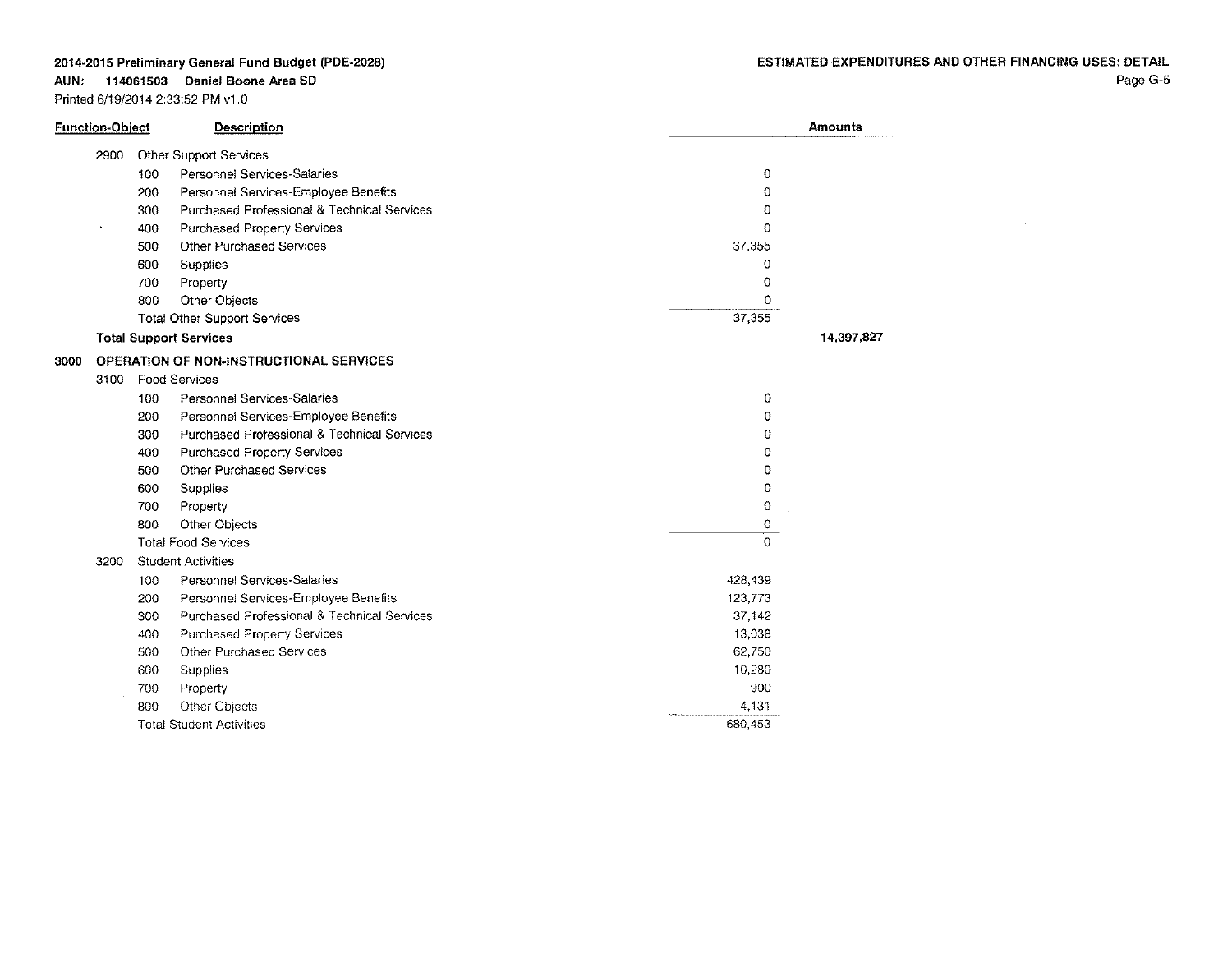**2014-2015 Preliminary General Fund Budget (PDE-2028)**
**AUN: 114061503 Daniel Boone Area SD**
Printed 6/19/2014 2:33:52 PM v1.0

**ESTIMATED EXPENDITURES AND OTHER FINANCING USES: DETAIL**

| Function-Object | | | Description | Amounts | |
|---|---|---|---|---|---|
| | 2900 | | Other Support Services | | |
| | | 100 | Personnel Services-Salaries | 0 | |
| | | 200 | Personnel Services-Employee Benefits | 0 | |
| | | 300 | Purchased Professional & Technical Services | 0 | |
| | | 400 | Purchased Property Services | 0 | |
| | | 500 | Other Purchased Services | 37,355 | |
| | | 600 | Supplies | 0 | |
| | | 700 | Property | 0 | |
| | | 800 | Other Objects | 0 | |
| | | | Total Other Support Services | 37,355 | |
| | **Total Support Services** | | | | **14,397,827** |
| 3000 | **OPERATION OF NON-INSTRUCTIONAL SERVICES** | | | | |
| | 3100 | | Food Services | | |
| | | 100 | Personnel Services-Salaries | 0 | |
| | | 200 | Personnel Services-Employee Benefits | 0 | |
| | | 300 | Purchased Professional & Technical Services | 0 | |
| | | 400 | Purchased Property Services | 0 | |
| | | 500 | Other Purchased Services | 0 | |
| | | 600 | Supplies | 0 | |
| | | 700 | Property | 0 | |
| | | 800 | Other Objects | 0 | |
| | | | Total Food Services | 0 | |
| | 3200 | | Student Activities | | |
| | | 100 | Personnel Services-Salaries | 428,439 | |
| | | 200 | Personnel Services-Employee Benefits | 123,773 | |
| | | 300 | Purchased Professional & Technical Services | 37,142 | |
| | | 400 | Purchased Property Services | 13,038 | |
| | | 500 | Other Purchased Services | 62,750 | |
| | | 600 | Supplies | 10,280 | |
| | | 700 | Property | 900 | |
| | | 800 | Other Objects | 4,131 | |
| | | | Total Student Activities | 680,453 | |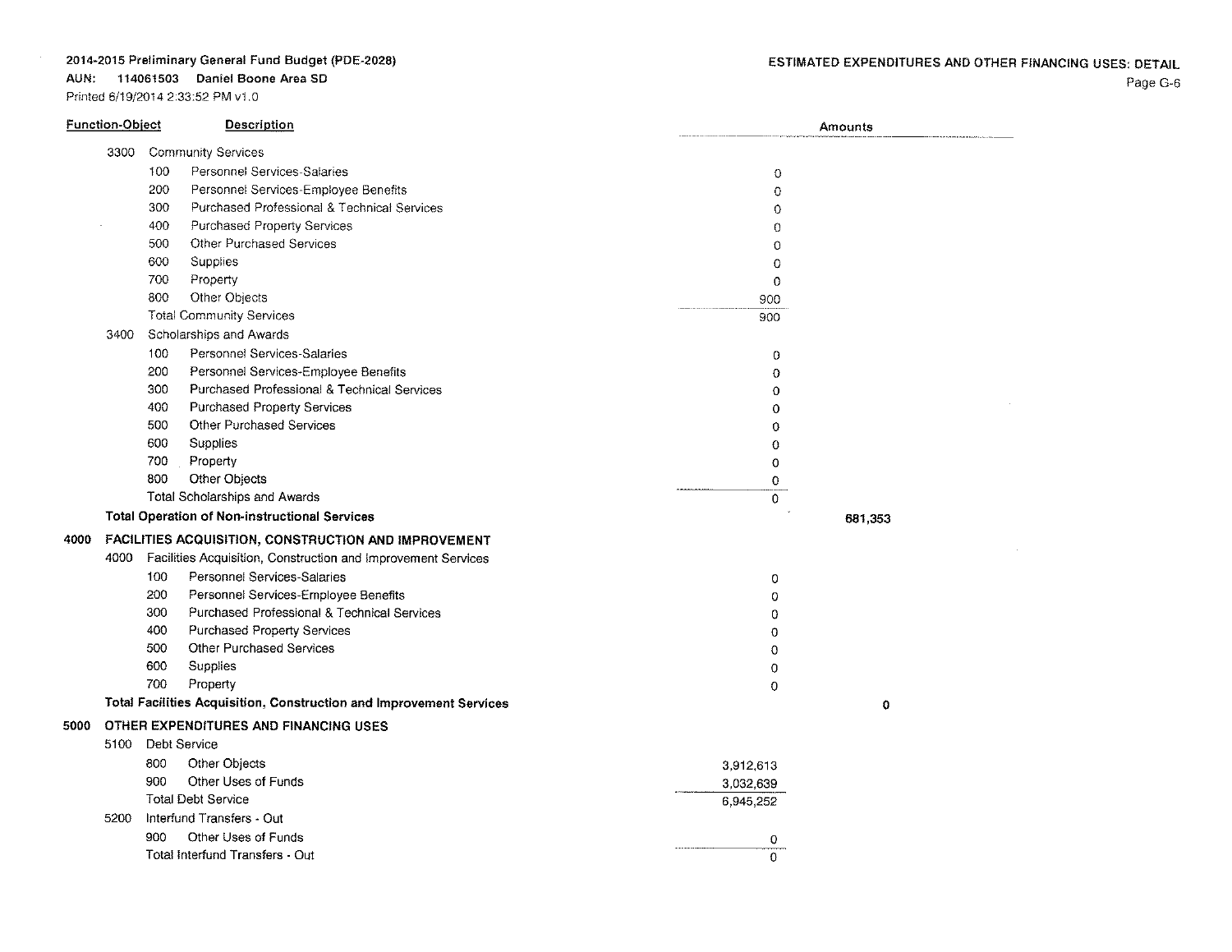**2014-2015 Preliminary General Fund Budget (PDE-2028)**
**AUN: 114061503 Daniel Boone Area SD**
Printed 6/19/2014 2:33:52 PM v1.0

**ESTIMATED EXPENDITURES AND OTHER FINANCING USES: DETAIL**

| Function-Object | | | Description | Amounts | |
|---|---|---|---|---|---|
| | 3300 | | Community Services | | |
| | | 100 | Personnel Services-Salaries | 0 | |
| | | 200 | Personnel Services-Employee Benefits | 0 | |
| | | 300 | Purchased Professional & Technical Services | 0 | |
| | | 400 | Purchased Property Services | 0 | |
| | | 500 | Other Purchased Services | 0 | |
| | | 600 | Supplies | 0 | |
| | | 700 | Property | 0 | |
| | | 800 | Other Objects | 900 | |
| | | | Total Community Services | 900 | |
| | 3400 | | Scholarships and Awards | | |
| | | 100 | Personnel Services-Salaries | 0 | |
| | | 200 | Personnel Services-Employee Benefits | 0 | |
| | | 300 | Purchased Professional & Technical Services | 0 | |
| | | 400 | Purchased Property Services | 0 | |
| | | 500 | Other Purchased Services | 0 | |
| | | 600 | Supplies | 0 | |
| | | 700 | Property | 0 | |
| | | 800 | Other Objects | 0 | |
| | | | Total Scholarships and Awards | 0 | |
| | | | **Total Operation of Non-instructional Services** | | **681,353** |
| **4000** | | | **FACILITIES ACQUISITION, CONSTRUCTION AND IMPROVEMENT** | | |
| | 4000 | | Facilities Acquisition, Construction and Improvement Services | | |
| | | 100 | Personnel Services-Salaries | 0 | |
| | | 200 | Personnel Services-Employee Benefits | 0 | |
| | | 300 | Purchased Professional & Technical Services | 0 | |
| | | 400 | Purchased Property Services | 0 | |
| | | 500 | Other Purchased Services | 0 | |
| | | 600 | Supplies | 0 | |
| | | 700 | Property | 0 | |
| | | | **Total Facilities Acquisition, Construction and Improvement Services** | | **0** |
| **5000** | | | **OTHER EXPENDITURES AND FINANCING USES** | | |
| | 5100 | | Debt Service | | |
| | | 800 | Other Objects | 3,912,613 | |
| | | 900 | Other Uses of Funds | 3,032,639 | |
| | | | Total Debt Service | 6,945,252 | |
| | 5200 | | Interfund Transfers - Out | | |
| | | 900 | Other Uses of Funds | 0 | |
| | | | Total Interfund Transfers - Out | 0 | |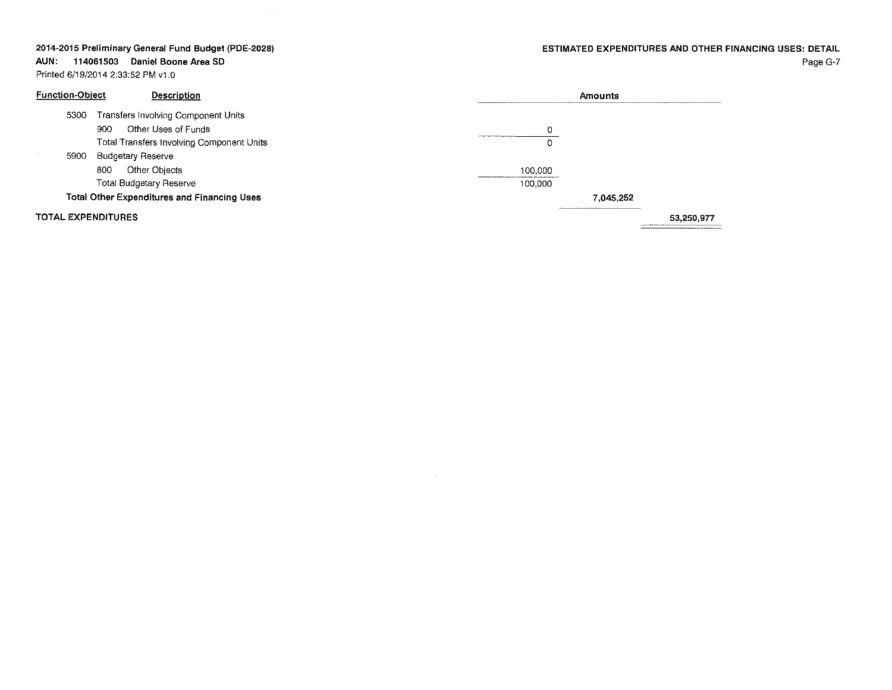**2014-2015 Preliminary General Fund Budget (PDE-2028)**
**AUN: 114061503 Daniel Boone Area SD**
Printed 6/19/2014 2:33:52 PM v1.0

**ESTIMATED EXPENDITURES AND OTHER FINANCING USES: DETAIL**

| Function-Object | Description | Amounts | | |
|---|---|---|---|---|
| 5300 | Transfers Involving Component Units | | | |
| 900 | Other Uses of Funds | 0 | | |
| | Total Transfers Involving Component Units | 0 | | |
| 5900 | Budgetary Reserve | | | |
| 800 | Other Objects | 100,000 | | |
| | Total Budgetary Reserve | 100,000 | | |
| | **Total Other Expenditures and Financing Uses** | | **7,045,252** | |
| **TOTAL EXPENDITURES** | | | | **53,250,977** |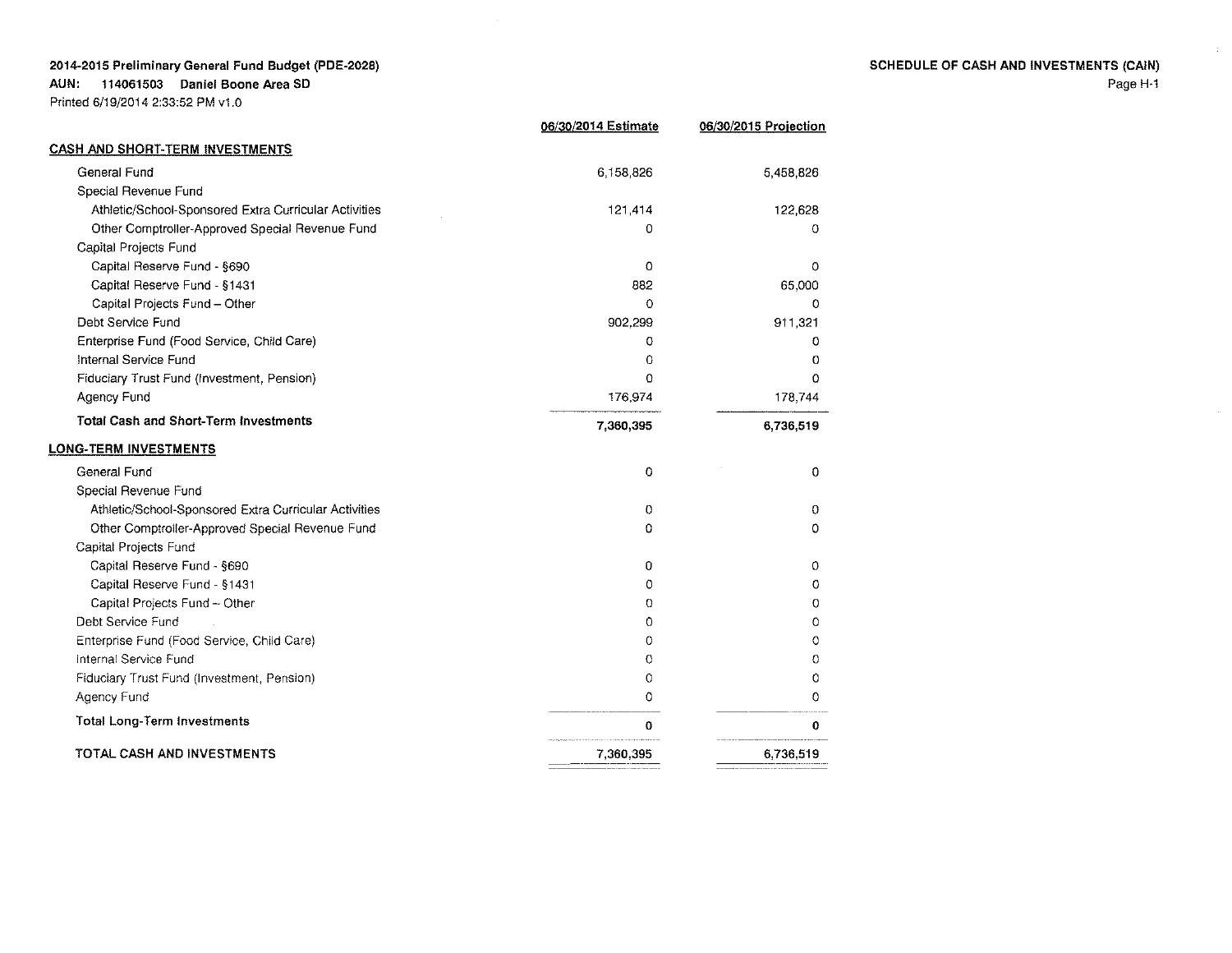**2014-2015 Preliminary General Fund Budget (PDE-2028)**
**AUN: 114061503 Daniel Boone Area SD**
Printed 6/19/2014 2:33:52 PM v1.0

**SCHEDULE OF CASH AND INVESTMENTS (CAIN)**

| | 06/30/2014 Estimate | 06/30/2015 Projection |
|---|---|---|
| **CASH AND SHORT-TERM INVESTMENTS** | | |
| General Fund | 6,158,826 | 5,458,826 |
| Special Revenue Fund | | |
| Athletic/School-Sponsored Extra Curricular Activities | 121,414 | 122,628 |
| Other Comptroller-Approved Special Revenue Fund | 0 | 0 |
| Capital Projects Fund | | |
| Capital Reserve Fund - §690 | 0 | 0 |
| Capital Reserve Fund - §1431 | 882 | 65,000 |
| Capital Projects Fund – Other | 0 | 0 |
| Debt Service Fund | 902,299 | 911,321 |
| Enterprise Fund (Food Service, Child Care) | 0 | 0 |
| Internal Service Fund | 0 | 0 |
| Fiduciary Trust Fund (Investment, Pension) | 0 | 0 |
| Agency Fund | 176,974 | 178,744 |
| **Total Cash and Short-Term Investments** | **7,360,395** | **6,736,519** |
| **LONG-TERM INVESTMENTS** | | |
| General Fund | 0 | 0 |
| Special Revenue Fund | | |
| Athletic/School-Sponsored Extra Curricular Activities | 0 | 0 |
| Other Comptroller-Approved Special Revenue Fund | 0 | 0 |
| Capital Projects Fund | | |
| Capital Reserve Fund - §690 | 0 | 0 |
| Capital Reserve Fund - §1431 | 0 | 0 |
| Capital Projects Fund – Other | 0 | 0 |
| Debt Service Fund | 0 | 0 |
| Enterprise Fund (Food Service, Child Care) | 0 | 0 |
| Internal Service Fund | 0 | 0 |
| Fiduciary Trust Fund (Investment, Pension) | 0 | 0 |
| Agency Fund | 0 | 0 |
| **Total Long-Term Investments** | **0** | **0** |
| **TOTAL CASH AND INVESTMENTS** | 7,360,395 | 6,736,519 |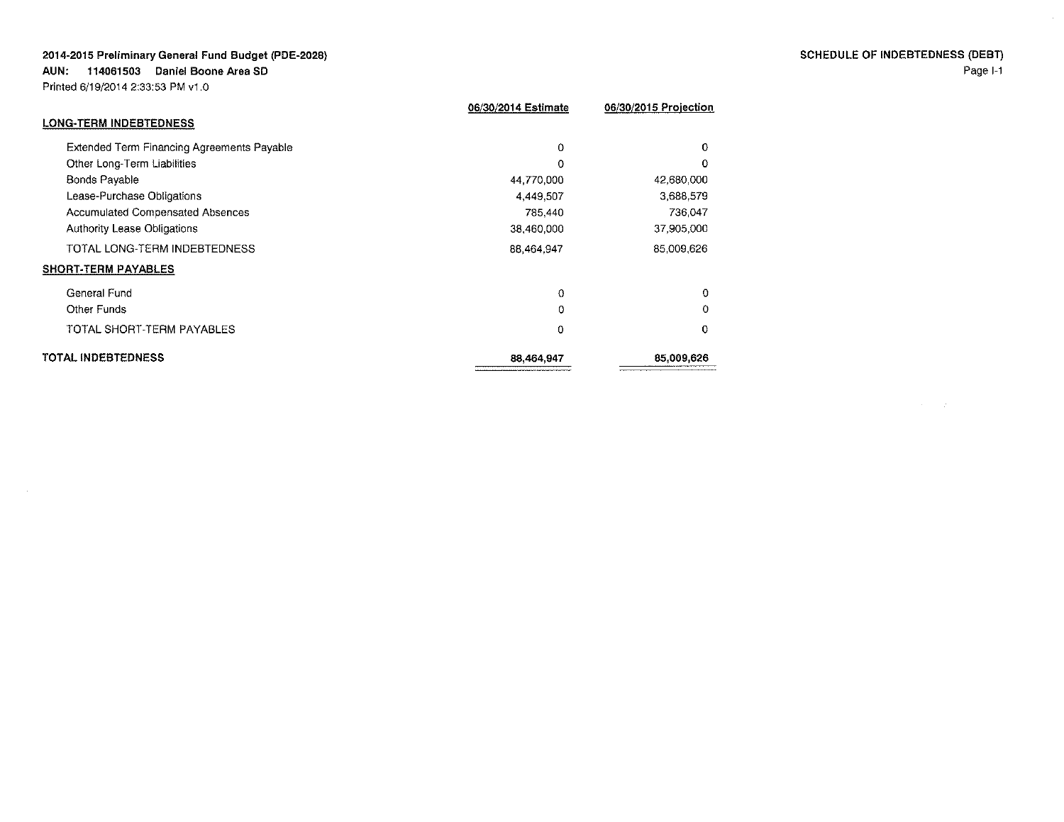**2014-2015 Preliminary General Fund Budget (PDE-2028)**
**AUN: 114061503 Daniel Boone Area SD**
Printed 6/19/2014 2:33:53 PM v1.0

**SCHEDULE OF INDEBTEDNESS (DEBT)**

| | 06/30/2014 Estimate | 06/30/2015 Projection |
|---|---|---|
| **LONG-TERM INDEBTEDNESS** | | |
| Extended Term Financing Agreements Payable | 0 | 0 |
| Other Long-Term Liabilities | 0 | 0 |
| Bonds Payable | 44,770,000 | 42,680,000 |
| Lease-Purchase Obligations | 4,449,507 | 3,688,579 |
| Accumulated Compensated Absences | 785,440 | 736,047 |
| Authority Lease Obligations | 38,460,000 | 37,905,000 |
| TOTAL LONG-TERM INDEBTEDNESS | 88,464,947 | 85,009,626 |
| **SHORT-TERM PAYABLES** | | |
| General Fund | 0 | 0 |
| Other Funds | 0 | 0 |
| TOTAL SHORT-TERM PAYABLES | 0 | 0 |
| **TOTAL INDEBTEDNESS** | **88,464,947** | **85,009,626** |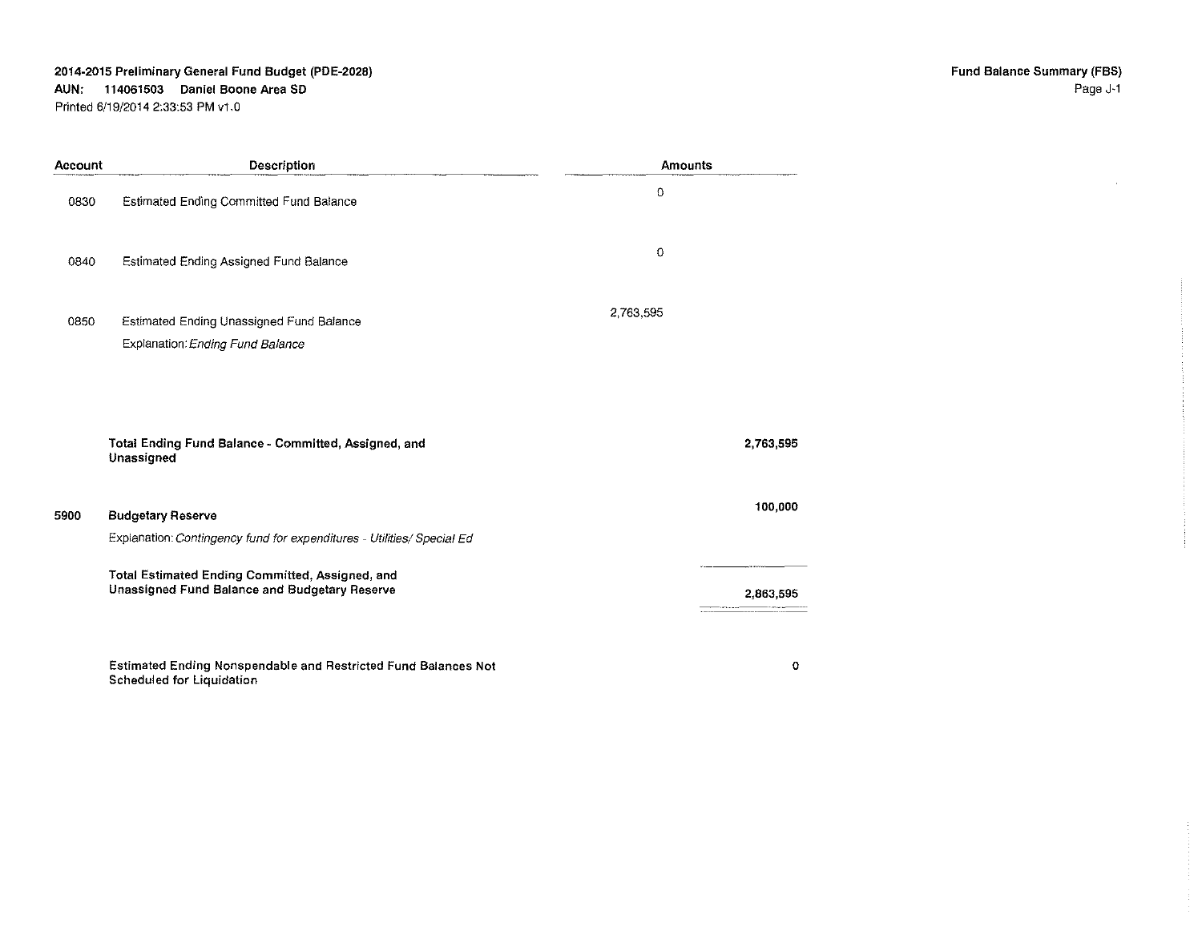**2014-2015 Preliminary General Fund Budget (PDE-2028)**
**AUN: 114061503 Daniel Boone Area SD**
Printed 6/19/2014 2:33:53 PM v1.0

**Fund Balance Summary (FBS)**

| Account | Description | Amounts | |
|---|---|---|---|
| 0830 | Estimated Ending Committed Fund Balance | 0 | |
| 0840 | Estimated Ending Assigned Fund Balance | 0 | |
| 0850 | Estimated Ending Unassigned Fund Balance<br>Explanation: *Ending Fund Balance* | 2,763,595 | |
| | **Total Ending Fund Balance - Committed, Assigned, and Unassigned** | | **2,763,595** |
| **5900** | **Budgetary Reserve**<br>Explanation: *Contingency fund for expenditures - Utilities/ Special Ed* | | **100,000** |
| | **Total Estimated Ending Committed, Assigned, and Unassigned Fund Balance and Budgetary Reserve** | | **2,863,595** |
| | **Estimated Ending Nonspendable and Restricted Fund Balances Not Scheduled for Liquidation** | | 0 |